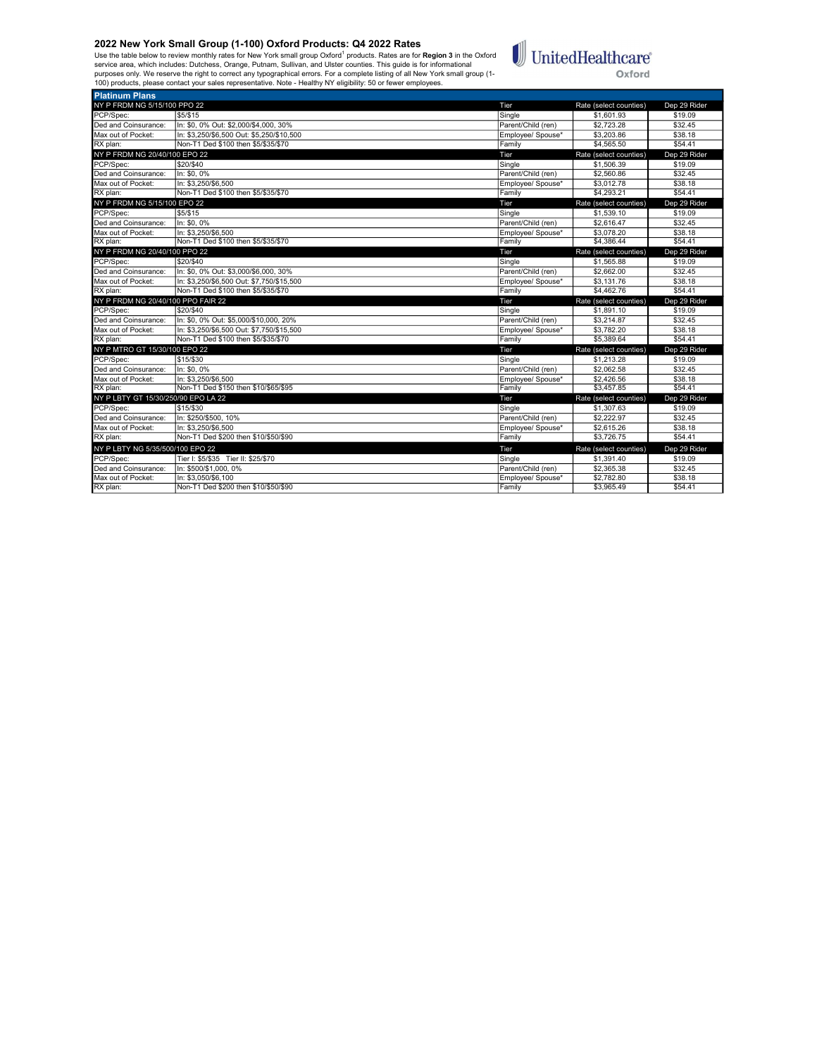## 2022 New York Small Group (1-100) Oxford Products: Q4 2022 Rates

Use the table below to review monthly rates for New York small group Oxford[1] products. Rates are for **Region 3** in the Oxford service area, which includes: Dutchess, Orange, Putnam, Sullivan, and Ulster counties. This guide is for informational purposes only. We reserve the right to correct any typographical errors. For a complete listing of all New York small group (1-100) products, please contact your sales representative. Note - Healthy NY eligibility: 50 or fewer employees.

UnitedHealthcare Oxford

| Platinum Plans | | | | |
|---|---|---|---|---|
| NY P FRDM NG 5/15/100 PPO 22 | | Tier | Rate (select counties) | Dep 29 Rider |
| PCP/Spec: | $5/$15 | Single | $1,601.93 | $19.09 |
| Ded and Coinsurance: | In: $0, 0% Out: $2,000/$4,000, 30% | Parent/Child (ren) | $2,723.28 | $32.45 |
| Max out of Pocket: | In: $3,250/$6,500 Out: $5,250/$10,500 | Employee/ Spouse* | $3,203.86 | $38.18 |
| RX plan: | Non-T1 Ded $100 then $5/$35/$70 | Family | $4,565.50 | $54.41 |
| NY P FRDM NG 20/40/100 EPO 22 | | Tier | Rate (select counties) | Dep 29 Rider |
| PCP/Spec: | $20/$40 | Single | $1,506.39 | $19.09 |
| Ded and Coinsurance: | In: $0, 0% | Parent/Child (ren) | $2,560.86 | $32.45 |
| Max out of Pocket: | In: $3,250/$6,500 | Employee/ Spouse* | $3,012.78 | $38.18 |
| RX plan: | Non-T1 Ded $100 then $5/$35/$70 | Family | $4,293.21 | $54.41 |
| NY P FRDM NG 5/15/100 EPO 22 | | Tier | Rate (select counties) | Dep 29 Rider |
| PCP/Spec: | $5/$15 | Single | $1,539.10 | $19.09 |
| Ded and Coinsurance: | In: $0, 0% | Parent/Child (ren) | $2,616.47 | $32.45 |
| Max out of Pocket: | In: $3,250/$6,500 | Employee/ Spouse* | $3,078.20 | $38.18 |
| RX plan: | Non-T1 Ded $100 then $5/$35/$70 | Family | $4,386.44 | $54.41 |
| NY P FRDM NG 20/40/100 PPO 22 | | Tier | Rate (select counties) | Dep 29 Rider |
| PCP/Spec: | $20/$40 | Single | $1,565.88 | $19.09 |
| Ded and Coinsurance: | In: $0, 0% Out: $3,000/$6,000, 30% | Parent/Child (ren) | $2,662.00 | $32.45 |
| Max out of Pocket: | In: $3,250/$6,500 Out: $7,750/$15,500 | Employee/ Spouse* | $3,131.76 | $38.18 |
| RX plan: | Non-T1 Ded $100 then $5/$35/$70 | Family | $4,462.76 | $54.41 |
| NY P FRDM NG 20/40/100 PPO FAIR 22 | | Tier | Rate (select counties) | Dep 29 Rider |
| PCP/Spec: | $20/$40 | Single | $1,891.10 | $19.09 |
| Ded and Coinsurance: | In: $0, 0% Out: $5,000/$10,000, 20% | Parent/Child (ren) | $3,214.87 | $32.45 |
| Max out of Pocket: | In: $3,250/$6,500 Out: $7,750/$15,500 | Employee/ Spouse* | $3,782.20 | $38.18 |
| RX plan: | Non-T1 Ded $100 then $5/$35/$70 | Family | $5,389.64 | $54.41 |
| NY P MTRO GT 15/30/100 EPO 22 | | Tier | Rate (select counties) | Dep 29 Rider |
| PCP/Spec: | $15/$30 | Single | $1,213.28 | $19.09 |
| Ded and Coinsurance: | In: $0, 0% | Parent/Child (ren) | $2,062.58 | $32.45 |
| Max out of Pocket: | In: $3,250/$6,500 | Employee/ Spouse* | $2,426.56 | $38.18 |
| RX plan: | Non-T1 Ded $150 then $10/$65/$95 | Family | $3,457.85 | $54.41 |
| NY P LBTY GT 15/30/250/90 EPO LA 22 | | Tier | Rate (select counties) | Dep 29 Rider |
| PCP/Spec: | $15/$30 | Single | $1,307.63 | $19.09 |
| Ded and Coinsurance: | In: $250/$500, 10% | Parent/Child (ren) | $2,222.97 | $32.45 |
| Max out of Pocket: | In: $3,250/$6,500 | Employee/ Spouse* | $2,615.26 | $38.18 |
| RX plan: | Non-T1 Ded $200 then $10/$50/$90 | Family | $3,726.75 | $54.41 |
| NY P LBTY NG 5/35/500/100 EPO 22 | | Tier | Rate (select counties) | Dep 29 Rider |
| PCP/Spec: | Tier I: $5/$35 Tier II: $25/$70 | Single | $1,391.40 | $19.09 |
| Ded and Coinsurance: | In: $500/$1,000, 0% | Parent/Child (ren) | $2,365.38 | $32.45 |
| Max out of Pocket: | In: $3,050/$6,100 | Employee/ Spouse* | $2,782.80 | $38.18 |
| RX plan: | Non-T1 Ded $200 then $10/$50/$90 | Family | $3,965.49 | $54.41 |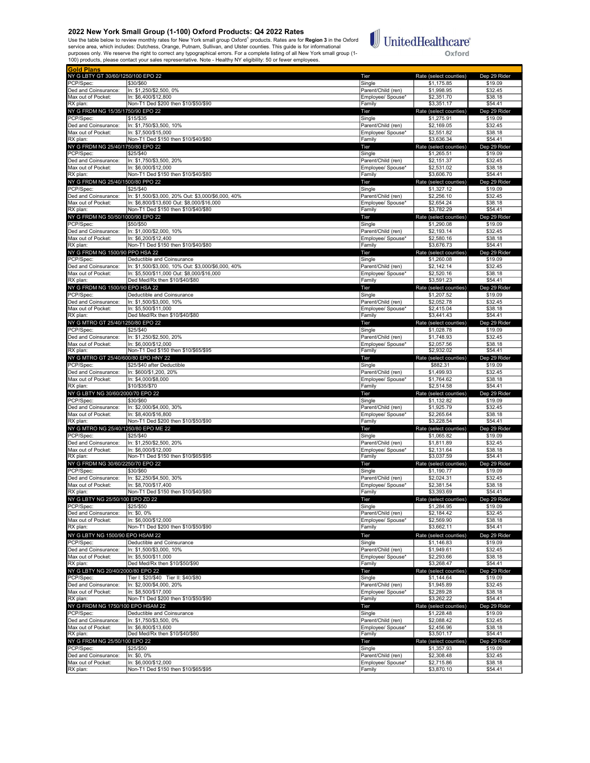## 2022 New York Small Group (1-100) Oxford Products: Q4 2022 Rates

Use the table below to review monthly rates for New York small group Oxford[1] products. Rates are for **Region 3** in the Oxford service area, which includes: Dutchess, Orange, Putnam, Sullivan, and Ulster counties. This guide is for informational purposes only. We reserve the right to correct any typographical errors. For a complete listing of all New York small group (1-100) products, please contact your sales representative. Note - Healthy NY eligibility: 50 or fewer employees.

UnitedHealthcare Oxford

| Gold Plans | | | | |
|---|---|---|---|---|
| **NY G LBTY GT 30/60/1250/100 EPO 22** | | **Tier** | **Rate (select counties)** | **Dep 29 Rider** |
| PCP/Spec: | $30/$60 | Single | $1,175.85 | $19.09 |
| Ded and Coinsurance: | In: $1,250/$2,500, 0% | Parent/Child (ren) | $1,998.95 | $32.45 |
| Max out of Pocket: | In: $6,400/$12,800 | Employee/ Spouse* | $2,351.70 | $38.18 |
| RX plan: | Non-T1 Ded $200 then $10/$50/$90 | Family | $3,351.17 | $54.41 |
| **NY G FRDM NG 15/35/1750/90 EPO 22** | | **Tier** | **Rate (select counties)** | **Dep 29 Rider** |
| PCP/Spec: | $15/$35 | Single | $1,275.91 | $19.09 |
| Ded and Coinsurance: | In: $1,750/$3,500, 10% | Parent/Child (ren) | $2,169.05 | $32.45 |
| Max out of Pocket: | In: $7,500/$15,000 | Employee/ Spouse* | $2,551.82 | $38.18 |
| RX plan: | Non-T1 Ded $150 then $10/$40/$80 | Family | $3,636.34 | $54.41 |
| **NY G FRDM NG 25/40/1750/80 EPO 22** | | **Tier** | **Rate (select counties)** | **Dep 29 Rider** |
| PCP/Spec: | $25/$40 | Single | $1,265.51 | $19.09 |
| Ded and Coinsurance: | In: $1,750/$3,500, 20% | Parent/Child (ren) | $2,151.37 | $32.45 |
| Max out of Pocket: | In: $6,000/$12,000 | Employee/ Spouse* | $2,531.02 | $38.18 |
| RX plan: | Non-T1 Ded $150 then $10/$40/$80 | Family | $3,606.70 | $54.41 |
| **NY G FRDM NG 25/40/1500/80 PPO 22** | | **Tier** | **Rate (select counties)** | **Dep 29 Rider** |
| PCP/Spec: | $25/$40 | Single | $1,327.12 | $19.09 |
| Ded and Coinsurance: | In: $1,500/$3,000, 20% Out: $3,000/$6,000, 40% | Parent/Child (ren) | $2,256.10 | $32.45 |
| Max out of Pocket: | In: $6,800/$13,600 Out: $8,000/$16,000 | Employee/ Spouse* | $2,654.24 | $38.18 |
| RX plan: | Non-T1 Ded $150 then $10/$40/$80 | Family | $3,782.29 | $54.41 |
| **NY G FRDM NG 50/50/1000/90 EPO 22** | | **Tier** | **Rate (select counties)** | **Dep 29 Rider** |
| PCP/Spec: | $50/$50 | Single | $1,290.08 | $19.09 |
| Ded and Coinsurance: | In: $1,000/$2,000, 10% | Parent/Child (ren) | $2,193.14 | $32.45 |
| Max out of Pocket: | In: $6,200/$12,400 | Employee/ Spouse* | $2,580.16 | $38.18 |
| RX plan: | Non-T1 Ded $150 then $10/$40/$80 | Family | $3,676.73 | $54.41 |
| **NY G FRDM NG 1500/90 PPO HSA 22** | | **Tier** | **Rate (select counties)** | **Dep 29 Rider** |
| PCP/Spec: | Deductible and Coinsurance | Single | $1,260.08 | $19.09 |
| Ded and Coinsurance: | In: $1,500/$3,000, 10% Out: $3,000/$6,000, 40% | Parent/Child (ren) | $2,142.14 | $32.45 |
| Max out of Pocket: | In: $5,500/$11,000 Out: $8,000/$16,000 | Employee/ Spouse* | $2,520.16 | $38.18 |
| RX plan: | Ded Med/Rx then $10/$40/$80 | Family | $3,591.23 | $54.41 |
| **NY G FRDM NG 1500/90 EPO HSA 22** | | **Tier** | **Rate (select counties)** | **Dep 29 Rider** |
| PCP/Spec: | Deductible and Coinsurance | Single | $1,207.52 | $19.09 |
| Ded and Coinsurance: | In: $1,500/$3,000, 10% | Parent/Child (ren) | $2,052.78 | $32.45 |
| Max out of Pocket: | In: $5,500/$11,000 | Employee/ Spouse* | $2,415.04 | $38.18 |
| RX plan: | Ded Med/Rx then $10/$40/$80 | Family | $3,441.43 | $54.41 |
| **NY G MTRO GT 25/40/1250/80 EPO 22** | | **Tier** | **Rate (select counties)** | **Dep 29 Rider** |
| PCP/Spec: | $25/$40 | Single | $1,028.78 | $19.09 |
| Ded and Coinsurance: | In: $1,250/$2,500, 20% | Parent/Child (ren) | $1,748.93 | $32.45 |
| Max out of Pocket: | In: $6,000/$12,000 | Employee/ Spouse* | $2,057.56 | $38.18 |
| RX plan: | Non-T1 Ded $150 then $10/$65/$95 | Family | $2,932.02 | $54.41 |
| **NY G MTRO GT 25/40/600/80 EPO HNY 22** | | **Tier** | **Rate (select counties)** | **Dep 29 Rider** |
| PCP/Spec: | $25/$40 after Deductible | Single | $882.31 | $19.09 |
| Ded and Coinsurance: | In: $600/$1,200, 20% | Parent/Child (ren) | $1,499.93 | $32.45 |
| Max out of Pocket: | In: $4,000/$8,000 | Employee/ Spouse* | $1,764.62 | $38.18 |
| RX plan: | $10/$35/$70 | Family | $2,514.58 | $54.41 |
| **NY G LBTY NG 30/60/2000/70 EPO 22** | | **Tier** | **Rate (select counties)** | **Dep 29 Rider** |
| PCP/Spec: | $30/$60 | Single | $1,132.82 | $19.09 |
| Ded and Coinsurance: | In: $2,000/$4,000, 30% | Parent/Child (ren) | $1,925.79 | $32.45 |
| Max out of Pocket: | In: $8,400/$16,800 | Employee/ Spouse* | $2,265.64 | $38.18 |
| RX plan: | Non-T1 Ded $200 then $10/$50/$90 | Family | $3,228.54 | $54.41 |
| **NY G MTRO NG 25/40/1250/80 EPO ME 22** | | **Tier** | **Rate (select counties)** | **Dep 29 Rider** |
| PCP/Spec: | $25/$40 | Single | $1,065.82 | $19.09 |
| Ded and Coinsurance: | In: $1,250/$2,500, 20% | Parent/Child (ren) | $1,811.89 | $32.45 |
| Max out of Pocket: | In: $6,000/$12,000 | Employee/ Spouse* | $2,131.64 | $38.18 |
| RX plan: | Non-T1 Ded $150 then $10/$65/$95 | Family | $3,037.59 | $54.41 |
| **NY G FRDM NG 30/60/2250/70 EPO 22** | | **Tier** | **Rate (select counties)** | **Dep 29 Rider** |
| PCP/Spec: | $30/$60 | Single | $1,190.77 | $19.09 |
| Ded and Coinsurance: | In: $2,250/$4,500, 30% | Parent/Child (ren) | $2,024.31 | $32.45 |
| Max out of Pocket: | In: $8,700/$17,400 | Employee/ Spouse* | $2,381.54 | $38.18 |
| RX plan: | Non-T1 Ded $150 then $10/$40/$80 | Family | $3,393.69 | $54.41 |
| **NY G LBTY NG 25/50/100 EPO ZD 22** | | **Tier** | **Rate (select counties)** | **Dep 29 Rider** |
| PCP/Spec: | $25/$50 | Single | $1,284.95 | $19.09 |
| Ded and Coinsurance: | In: $0, 0% | Parent/Child (ren) | $2,184.42 | $32.45 |
| Max out of Pocket: | In: $6,000/$12,000 | Employee/ Spouse* | $2,569.90 | $38.18 |
| RX plan: | Non-T1 Ded $200 then $10/$50/$90 | Family | $3,662.11 | $54.41 |
| **NY G LBTY NG 1500/90 EPO HSAM 22** | | **Tier** | **Rate (select counties)** | **Dep 29 Rider** |
| PCP/Spec: | Deductible and Coinsurance | Single | $1,146.83 | $19.09 |
| Ded and Coinsurance: | In: $1,500/$3,000, 10% | Parent/Child (ren) | $1,949.61 | $32.45 |
| Max out of Pocket: | In: $5,500/$11,000 | Employee/ Spouse* | $2,293.66 | $38.18 |
| RX plan: | Ded Med/Rx then $10/$50/$90 | Family | $3,268.47 | $54.41 |
| **NY G LBTY NG 20/40/2000/80 EPO 22** | | **Tier** | **Rate (select counties)** | **Dep 29 Rider** |
| PCP/Spec: | Tier I: $20/$40 Tier II: $40/$80 | Single | $1,144.64 | $19.09 |
| Ded and Coinsurance: | In: $2,000/$4,000, 20% | Parent/Child (ren) | $1,945.89 | $32.45 |
| Max out of Pocket: | In: $8,500/$17,000 | Employee/ Spouse* | $2,289.28 | $38.18 |
| RX plan: | Non-T1 Ded $200 then $10/$50/$90 | Family | $3,262.22 | $54.41 |
| **NY G FRDM NG 1750/100 EPO HSAM 22** | | **Tier** | **Rate (select counties)** | **Dep 29 Rider** |
| PCP/Spec: | Deductible and Coinsurance | Single | $1,228.48 | $19.09 |
| Ded and Coinsurance: | In: $1,750/$3,500, 0% | Parent/Child (ren) | $2,088.42 | $32.45 |
| Max out of Pocket: | In: $6,800/$13,600 | Employee/ Spouse* | $2,456.96 | $38.18 |
| RX plan: | Ded Med/Rx then $10/$40/$80 | Family | $3,501.17 | $54.41 |
| **NY G FRDM NG 25/50/100 EPO 22** | | **Tier** | **Rate (select counties)** | **Dep 29 Rider** |
| PCP/Spec: | $25/$50 | Single | $1,357.93 | $19.09 |
| Ded and Coinsurance: | In: $0, 0% | Parent/Child (ren) | $2,308.48 | $32.45 |
| Max out of Pocket: | In: $6,000/$12,000 | Employee/ Spouse* | $2,715.86 | $38.18 |
| RX plan: | Non-T1 Ded $150 then $10/$65/$95 | Family | $3,870.10 | $54.41 |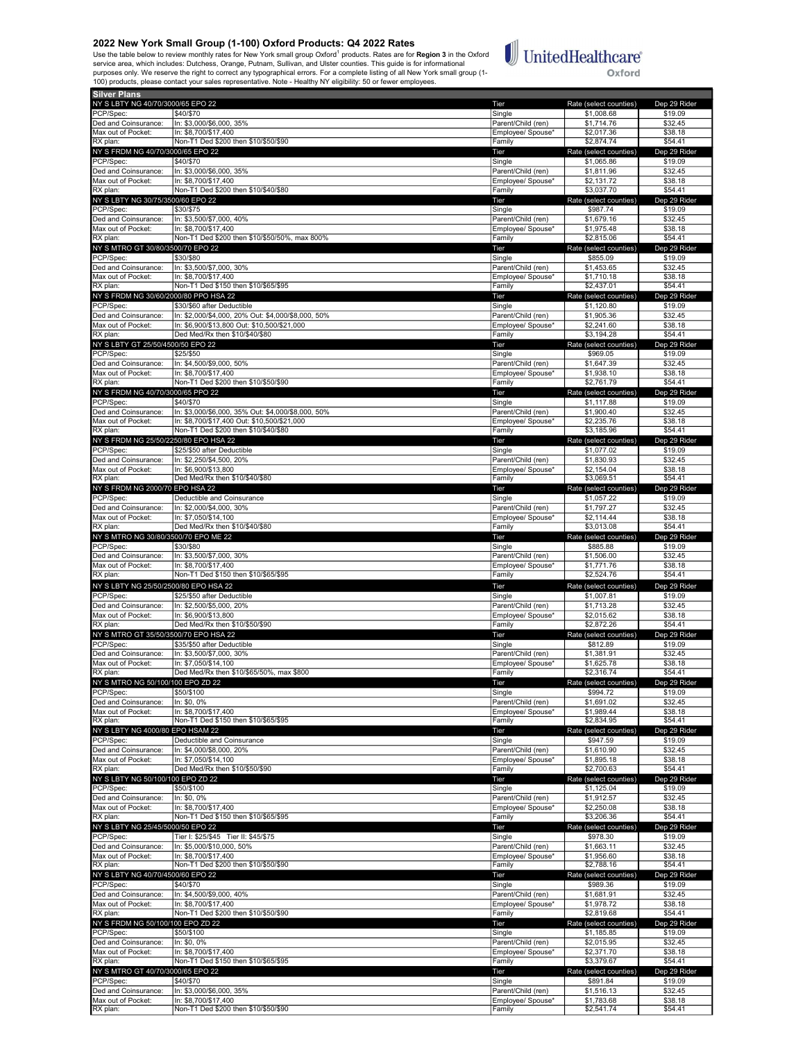# 2022 New York Small Group (1-100) Oxford Products: Q4 2022 Rates

Use the table below to review monthly rates for New York small group Oxford[1] products. Rates are for **Region 3** in the Oxford service area, which includes: Dutchess, Orange, Putnam, Sullivan, and Ulster counties. This guide is for informational purposes only. We reserve the right to correct any typographical errors. For a complete listing of all New York small group (1-100) products, please contact your sales representative. Note - Healthy NY eligibility: 50 or fewer employees.

UnitedHealthcare Oxford

| Silver Plans | | | | |
|---|---|---|---|---|
| NY S LBTY NG 40/70/3000/65 EPO 22 | | Tier | Rate (select counties) | Dep 29 Rider |
| PCP/Spec: | $40/$70 | Single | $1,008.68 | $19.09 |
| Ded and Coinsurance: | In: $3,000/$6,000, 35% | Parent/Child (ren) | $1,714.76 | $32.45 |
| Max out of Pocket: | In: $8,700/$17,400 | Employee/ Spouse* | $2,017.36 | $38.18 |
| RX plan: | Non-T1 Ded $200 then $10/$50/$90 | Family | $2,874.74 | $54.41 |
| NY S FRDM NG 40/70/3000/65 EPO 22 | | Tier | Rate (select counties) | Dep 29 Rider |
| PCP/Spec: | $40/$70 | Single | $1,065.86 | $19.09 |
| Ded and Coinsurance: | In: $3,000/$6,000, 35% | Parent/Child (ren) | $1,811.96 | $32.45 |
| Max out of Pocket: | In: $8,700/$17,400 | Employee/ Spouse* | $2,131.72 | $38.18 |
| RX plan: | Non-T1 Ded $200 then $10/$40/$80 | Family | $3,037.70 | $54.41 |
| NY S LBTY NG 30/75/3500/60 EPO 22 | | Tier | Rate (select counties) | Dep 29 Rider |
| PCP/Spec: | $30/$75 | Single | $987.74 | $19.09 |
| Ded and Coinsurance: | In: $3,500/$7,000, 40% | Parent/Child (ren) | $1,679.16 | $32.45 |
| Max out of Pocket: | In: $8,700/$17,400 | Employee/ Spouse* | $1,975.48 | $38.18 |
| RX plan: | Non-T1 Ded $200 then $10/$50/50%, max 800% | Family | $2,815.06 | $54.41 |
| NY S MTRO GT 30/80/3500/70 EPO 22 | | Tier | Rate (select counties) | Dep 29 Rider |
| PCP/Spec: | $30/$80 | Single | $855.09 | $19.09 |
| Ded and Coinsurance: | In: $3,500/$7,000, 30% | Parent/Child (ren) | $1,453.65 | $32.45 |
| Max out of Pocket: | In: $8,700/$17,400 | Employee/ Spouse* | $1,710.18 | $38.18 |
| RX plan: | Non-T1 Ded $150 then $10/$65/$95 | Family | $2,437.01 | $54.41 |
| NY S FRDM NG 30/60/2000/80 PPO HSA 22 | | Tier | Rate (select counties) | Dep 29 Rider |
| PCP/Spec: | $30/$60 after Deductible | Single | $1,120.80 | $19.09 |
| Ded and Coinsurance: | In: $2,000/$4,000, 20% Out: $4,000/$8,000, 50% | Parent/Child (ren) | $1,905.36 | $32.45 |
| Max out of Pocket: | In: $6,900/$13,800 Out: $10,500/$21,000 | Employee/ Spouse* | $2,241.60 | $38.18 |
| RX plan: | Ded Med/Rx then $10/$40/$80 | Family | $3,194.28 | $54.41 |
| NY S LBTY GT 25/50/4500/50 EPO 22 | | Tier | Rate (select counties) | Dep 29 Rider |
| PCP/Spec: | $25/$50 | Single | $969.05 | $19.09 |
| Ded and Coinsurance: | In: $4,500/$9,000, 50% | Parent/Child (ren) | $1,647.39 | $32.45 |
| Max out of Pocket: | In: $8,700/$17,400 | Employee/ Spouse* | $1,938.10 | $38.18 |
| RX plan: | Non-T1 Ded $200 then $10/$50/$90 | Family | $2,761.79 | $54.41 |
| NY S FRDM NG 40/70/3000/65 PPO 22 | | Tier | Rate (select counties) | Dep 29 Rider |
| PCP/Spec: | $40/$70 | Single | $1,117.88 | $19.09 |
| Ded and Coinsurance: | In: $3,000/$6,000, 35% Out: $4,000/$8,000, 50% | Parent/Child (ren) | $1,900.40 | $32.45 |
| Max out of Pocket: | In: $8,700/$17,400 Out: $10,500/$21,000 | Employee/ Spouse* | $2,235.76 | $38.18 |
| RX plan: | Non-T1 Ded $200 then $10/$40/$80 | Family | $3,185.96 | $54.41 |
| NY S FRDM NG 25/50/2250/80 EPO HSA 22 | | Tier | Rate (select counties) | Dep 29 Rider |
| PCP/Spec: | $25/$50 after Deductible | Single | $1,077.02 | $19.09 |
| Ded and Coinsurance: | In: $2,250/$4,500, 20% | Parent/Child (ren) | $1,830.93 | $32.45 |
| Max out of Pocket: | In: $6,900/$13,800 | Employee/ Spouse* | $2,154.04 | $38.18 |
| RX plan: | Ded Med/Rx then $10/$40/$80 | Family | $3,069.51 | $54.41 |
| NY S FRDM NG 2000/70 EPO HSA 22 | | Tier | Rate (select counties) | Dep 29 Rider |
| PCP/Spec: | Deductible and Coinsurance | Single | $1,057.22 | $19.09 |
| Ded and Coinsurance: | In: $2,000/$4,000, 30% | Parent/Child (ren) | $1,797.27 | $32.45 |
| Max out of Pocket: | In: $7,050/$14,100 | Employee/ Spouse* | $2,114.44 | $38.18 |
| RX plan: | Ded Med/Rx then $10/$40/$80 | Family | $3,013.08 | $54.41 |
| NY S MTRO NG 30/80/3500/70 EPO ME 22 | | Tier | Rate (select counties) | Dep 29 Rider |
| PCP/Spec: | $30/$80 | Single | $885.88 | $19.09 |
| Ded and Coinsurance: | In: $3,500/$7,000, 30% | Parent/Child (ren) | $1,506.00 | $32.45 |
| Max out of Pocket: | In: $8,700/$17,400 | Employee/ Spouse* | $1,771.76 | $38.18 |
| RX plan: | Non-T1 Ded $150 then $10/$65/$95 | Family | $2,524.76 | $54.41 |
| NY S LBTY NG 25/50/2500/80 EPO HSA 22 | | Tier | Rate (select counties) | Dep 29 Rider |
| PCP/Spec: | $25/$50 after Deductible | Single | $1,007.81 | $19.09 |
| Ded and Coinsurance: | In: $2,500/$5,000, 20% | Parent/Child (ren) | $1,713.28 | $32.45 |
| Max out of Pocket: | In: $6,900/$13,800 | Employee/ Spouse* | $2,015.62 | $38.18 |
| RX plan: | Ded Med/Rx then $10/$50/$90 | Family | $2,872.26 | $54.41 |
| NY S MTRO GT 35/50/3500/70 EPO HSA 22 | | Tier | Rate (select counties) | Dep 29 Rider |
| PCP/Spec: | $35/$50 after Deductible | Single | $812.89 | $19.09 |
| Ded and Coinsurance: | In: $3,500/$7,000, 30% | Parent/Child (ren) | $1,381.91 | $32.45 |
| Max out of Pocket: | In: $7,050/$14,100 | Employee/ Spouse* | $1,625.78 | $38.18 |
| RX plan: | Ded Med/Rx then $10/$65/50%, max $800 | Family | $2,316.74 | $54.41 |
| NY S MTRO NG 50/100/100 EPO ZD 22 | | Tier | Rate (select counties) | Dep 29 Rider |
| PCP/Spec: | $50/$100 | Single | $994.72 | $19.09 |
| Ded and Coinsurance: | In: $0, 0% | Parent/Child (ren) | $1,691.02 | $32.45 |
| Max out of Pocket: | In: $8,700/$17,400 | Employee/ Spouse* | $1,989.44 | $38.18 |
| RX plan: | Non-T1 Ded $150 then $10/$65/$95 | Family | $2,834.95 | $54.41 |
| NY S LBTY NG 4000/80 EPO HSAM 22 | | Tier | Rate (select counties) | Dep 29 Rider |
| PCP/Spec: | Deductible and Coinsurance | Single | $947.59 | $19.09 |
| Ded and Coinsurance: | In: $4,000/$8,000, 20% | Parent/Child (ren) | $1,610.90 | $32.45 |
| Max out of Pocket: | In: $7,050/$14,100 | Employee/ Spouse* | $1,895.18 | $38.18 |
| RX plan: | Ded Med/Rx then $10/$50/$90 | Family | $2,700.63 | $54.41 |
| NY S LBTY NG 50/100/100 EPO ZD 22 | | Tier | Rate (select counties) | Dep 29 Rider |
| PCP/Spec: | $50/$100 | Single | $1,125.04 | $19.09 |
| Ded and Coinsurance: | In: $0, 0% | Parent/Child (ren) | $1,912.57 | $32.45 |
| Max out of Pocket: | In: $8,700/$17,400 | Employee/ Spouse* | $2,250.08 | $38.18 |
| RX plan: | Non-T1 Ded $150 then $10/$65/$95 | Family | $3,206.36 | $54.41 |
| NY S LBTY NG 25/45/5000/50 EPO 22 | | Tier | Rate (select counties) | Dep 29 Rider |
| PCP/Spec: | Tier I: $25/$45 Tier II: $45/$75 | Single | $978.30 | $19.09 |
| Ded and Coinsurance: | In: $5,000/$10,000, 50% | Parent/Child (ren) | $1,663.11 | $32.45 |
| Max out of Pocket: | In: $8,700/$17,400 | Employee/ Spouse* | $1,956.60 | $38.18 |
| RX plan: | Non-T1 Ded $200 then $10/$50/$90 | Family | $2,788.16 | $54.41 |
| NY S LBTY NG 40/70/4500/60 EPO 22 | | Tier | Rate (select counties) | Dep 29 Rider |
| PCP/Spec: | $40/$70 | Single | $989.36 | $19.09 |
| Ded and Coinsurance: | In: $4,500/$9,000, 40% | Parent/Child (ren) | $1,681.91 | $32.45 |
| Max out of Pocket: | In: $8,700/$17,400 | Employee/ Spouse* | $1,978.72 | $38.18 |
| RX plan: | Non-T1 Ded $200 then $10/$50/$90 | Family | $2,819.68 | $54.41 |
| NY S FRDM NG 50/100/100 EPO ZD 22 | | Tier | Rate (select counties) | Dep 29 Rider |
| PCP/Spec: | $50/$100 | Single | $1,185.85 | $19.09 |
| Ded and Coinsurance: | In: $0, 0% | Parent/Child (ren) | $2,015.95 | $32.45 |
| Max out of Pocket: | In: $8,700/$17,400 | Employee/ Spouse* | $2,371.70 | $38.18 |
| RX plan: | Non-T1 Ded $150 then $10/$65/$95 | Family | $3,379.67 | $54.41 |
| NY S MTRO GT 40/70/3000/65 EPO 22 | | Tier | Rate (select counties) | Dep 29 Rider |
| PCP/Spec: | $40/$70 | Single | $891.84 | $19.09 |
| Ded and Coinsurance: | In: $3,000/$6,000, 35% | Parent/Child (ren) | $1,516.13 | $32.45 |
| Max out of Pocket: | In: $8,700/$17,400 | Employee/ Spouse* | $1,783.68 | $38.18 |
| RX plan: | Non-T1 Ded $200 then $10/$50/$90 | Family | $2,541.74 | $54.41 |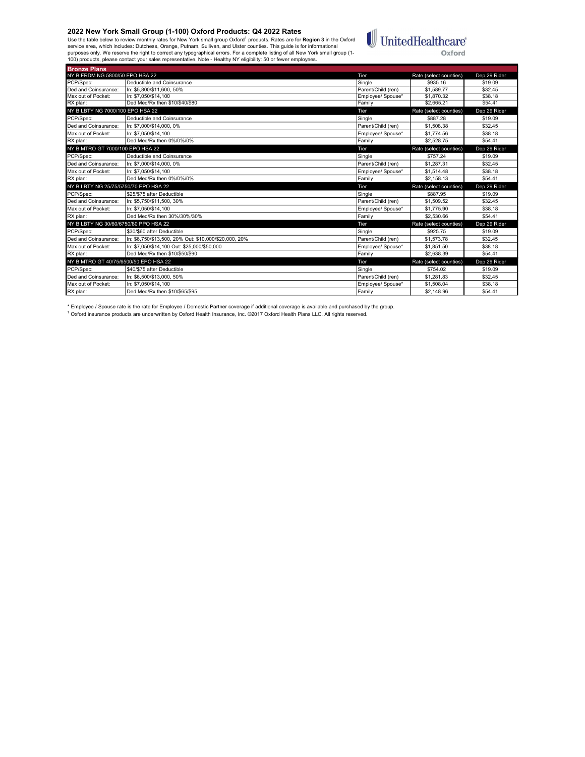## 2022 New York Small Group (1-100) Oxford Products: Q4 2022 Rates

Use the table below to review monthly rates for New York small group Oxford[1] products. Rates are for **Region 3** in the Oxford service area, which includes: Dutchess, Orange, Putnam, Sullivan, and Ulster counties. This guide is for informational purposes only. We reserve the right to correct any typographical errors. For a complete listing of all New York small group (1-100) products, please contact your sales representative. Note - Healthy NY eligibility: 50 or fewer employees.

UnitedHealthcare Oxford

| **Bronze Plans** | | | | |
|---|---|---|---|---|
| NY B FRDM NG 5800/50 EPO HSA 22 | | Tier | Rate (select counties) | Dep 29 Rider |
| PCP/Spec: | Deductible and Coinsurance | Single | $935.16 | $19.09 |
| Ded and Coinsurance: | In: $5,800/$11,600, 50% | Parent/Child (ren) | $1,589.77 | $32.45 |
| Max out of Pocket: | In: $7,050/$14,100 | Employee/ Spouse* | $1,870.32 | $38.18 |
| RX plan: | Ded Med/Rx then $10/$40/$80 | Family | $2,665.21 | $54.41 |
| NY B LBTY NG 7000/100 EPO HSA 22 | | Tier | Rate (select counties) | Dep 29 Rider |
| PCP/Spec: | Deductible and Coinsurance | Single | $887.28 | $19.09 |
| Ded and Coinsurance: | In: $7,000/$14,000, 0% | Parent/Child (ren) | $1,508.38 | $32.45 |
| Max out of Pocket: | In: $7,050/$14,100 | Employee/ Spouse* | $1,774.56 | $38.18 |
| RX plan: | Ded Med/Rx then 0%/0%/0% | Family | $2,528.75 | $54.41 |
| NY B MTRO GT 7000/100 EPO HSA 22 | | Tier | Rate (select counties) | Dep 29 Rider |
| PCP/Spec: | Deductible and Coinsurance | Single | $757.24 | $19.09 |
| Ded and Coinsurance: | In: $7,000/$14,000, 0% | Parent/Child (ren) | $1,287.31 | $32.45 |
| Max out of Pocket: | In: $7,050/$14,100 | Employee/ Spouse* | $1,514.48 | $38.18 |
| RX plan: | Ded Med/Rx then 0%/0%/0% | Family | $2,158.13 | $54.41 |
| NY B LBTY NG 25/75/5750/70 EPO HSA 22 | | Tier | Rate (select counties) | Dep 29 Rider |
| PCP/Spec: | $25/$75 after Deductible | Single | $887.95 | $19.09 |
| Ded and Coinsurance: | In: $5,750/$11,500, 30% | Parent/Child (ren) | $1,509.52 | $32.45 |
| Max out of Pocket: | In: $7,050/$14,100 | Employee/ Spouse* | $1,775.90 | $38.18 |
| RX plan: | Ded Med/Rx then 30%/30%/30% | Family | $2,530.66 | $54.41 |
| NY B LBTY NG 30/60/6750/80 PPO HSA 22 | | Tier | Rate (select counties) | Dep 29 Rider |
| PCP/Spec: | $30/$60 after Deductible | Single | $925.75 | $19.09 |
| Ded and Coinsurance: | In: $6,750/$13,500, 20% Out: $10,000/$20,000, 20% | Parent/Child (ren) | $1,573.78 | $32.45 |
| Max out of Pocket: | In: $7,050/$14,100 Out: $25,000/$50,000 | Employee/ Spouse* | $1,851.50 | $38.18 |
| RX plan: | Ded Med/Rx then $10/$50/$90 | Family | $2,638.39 | $54.41 |
| NY B MTRO GT 40/75/6500/50 EPO HSA 22 | | Tier | Rate (select counties) | Dep 29 Rider |
| PCP/Spec: | $40/$75 after Deductible | Single | $754.02 | $19.09 |
| Ded and Coinsurance: | In: $6,500/$13,000, 50% | Parent/Child (ren) | $1,281.83 | $32.45 |
| Max out of Pocket: | In: $7,050/$14,100 | Employee/ Spouse* | $1,508.04 | $38.18 |
| RX plan: | Ded Med/Rx then $10/$65/$95 | Family | $2,148.96 | $54.41 |

* Employee / Spouse rate is the rate for Employee / Domestic Partner coverage if additional coverage is available and purchased by the group.

[1] Oxford insurance products are underwritten by Oxford Health Insurance, Inc. ©2017 Oxford Health Plans LLC. All rights reserved.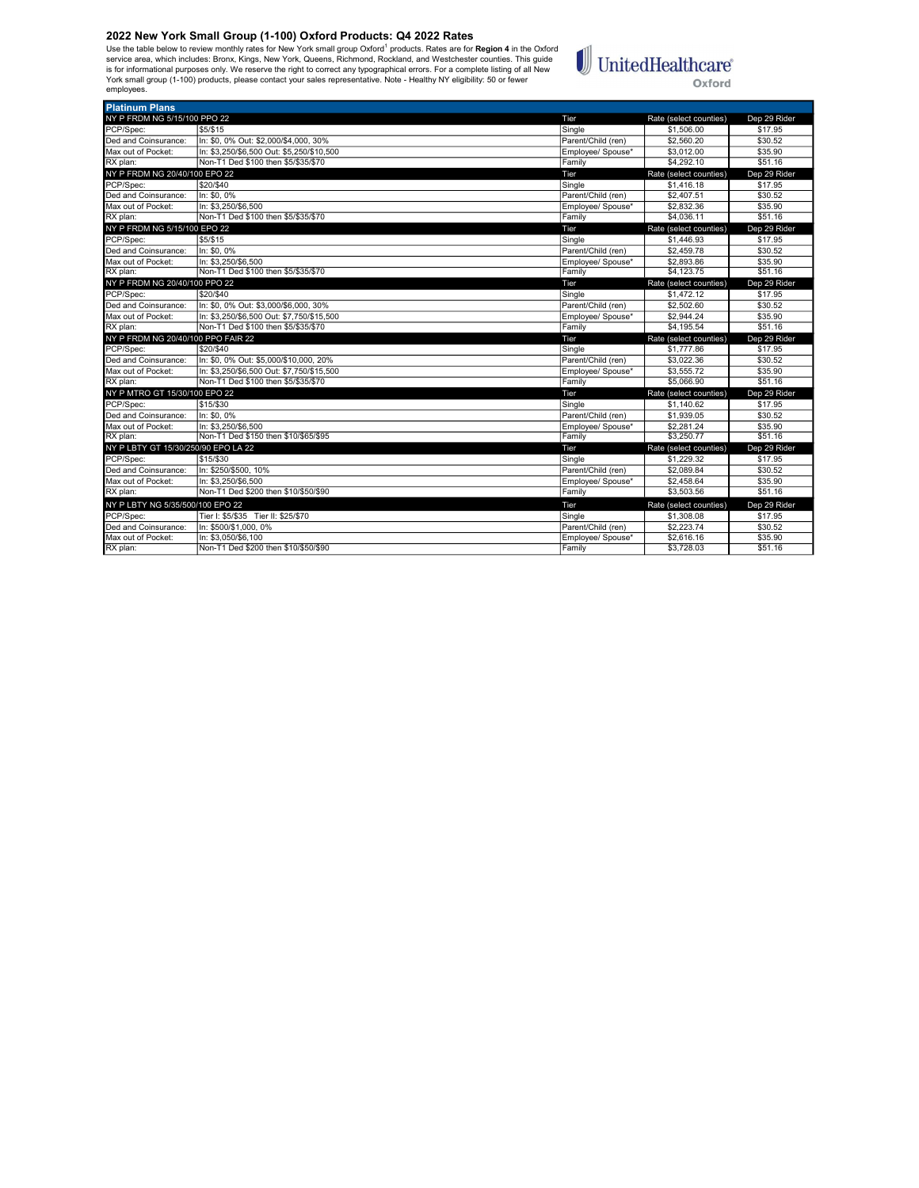## 2022 New York Small Group (1-100) Oxford Products: Q4 2022 Rates

Use the table below to review monthly rates for New York small group Oxford[1] products. Rates are for **Region 4** in the Oxford service area, which includes: Bronx, Kings, New York, Queens, Richmond, Rockland, and Westchester counties. This guide is for informational purposes only. We reserve the right to correct any typographical errors. For a complete listing of all New York small group (1-100) products, please contact your sales representative. Note - Healthy NY eligibility: 50 or fewer employees.

UnitedHealthcare Oxford

| Platinum Plans | | | | |
|---|---|---|---|---|
| NY P FRDM NG 5/15/100 PPO 22 | | Tier | Rate (select counties) | Dep 29 Rider |
| PCP/Spec: | $5/$15 | Single | $1,506.00 | $17.95 |
| Ded and Coinsurance: | In: $0, 0% Out: $2,000/$4,000, 30% | Parent/Child (ren) | $2,560.20 | $30.52 |
| Max out of Pocket: | In: $3,250/$6,500 Out: $5,250/$10,500 | Employee/ Spouse* | $3,012.00 | $35.90 |
| RX plan: | Non-T1 Ded $100 then $5/$35/$70 | Family | $4,292.10 | $51.16 |
| NY P FRDM NG 20/40/100 EPO 22 | | Tier | Rate (select counties) | Dep 29 Rider |
| PCP/Spec: | $20/$40 | Single | $1,416.18 | $17.95 |
| Ded and Coinsurance: | In: $0, 0% | Parent/Child (ren) | $2,407.51 | $30.52 |
| Max out of Pocket: | In: $3,250/$6,500 | Employee/ Spouse* | $2,832.36 | $35.90 |
| RX plan: | Non-T1 Ded $100 then $5/$35/$70 | Family | $4,036.11 | $51.16 |
| NY P FRDM NG 5/15/100 EPO 22 | | Tier | Rate (select counties) | Dep 29 Rider |
| PCP/Spec: | $5/$15 | Single | $1,446.93 | $17.95 |
| Ded and Coinsurance: | In: $0, 0% | Parent/Child (ren) | $2,459.78 | $30.52 |
| Max out of Pocket: | In: $3,250/$6,500 | Employee/ Spouse* | $2,893.86 | $35.90 |
| RX plan: | Non-T1 Ded $100 then $5/$35/$70 | Family | $4,123.75 | $51.16 |
| NY P FRDM NG 20/40/100 PPO 22 | | Tier | Rate (select counties) | Dep 29 Rider |
| PCP/Spec: | $20/$40 | Single | $1,472.12 | $17.95 |
| Ded and Coinsurance: | In: $0, 0% Out: $3,000/$6,000, 30% | Parent/Child (ren) | $2,502.60 | $30.52 |
| Max out of Pocket: | In: $3,250/$6,500 Out: $7,750/$15,500 | Employee/ Spouse* | $2,944.24 | $35.90 |
| RX plan: | Non-T1 Ded $100 then $5/$35/$70 | Family | $4,195.54 | $51.16 |
| NY P FRDM NG 20/40/100 PPO FAIR 22 | | Tier | Rate (select counties) | Dep 29 Rider |
| PCP/Spec: | $20/$40 | Single | $1,777.86 | $17.95 |
| Ded and Coinsurance: | In: $0, 0% Out: $5,000/$10,000, 20% | Parent/Child (ren) | $3,022.36 | $30.52 |
| Max out of Pocket: | In: $3,250/$6,500 Out: $7,750/$15,500 | Employee/ Spouse* | $3,555.72 | $35.90 |
| RX plan: | Non-T1 Ded $100 then $5/$35/$70 | Family | $5,066.90 | $51.16 |
| NY P MTRO GT 15/30/100 EPO 22 | | Tier | Rate (select counties) | Dep 29 Rider |
| PCP/Spec: | $15/$30 | Single | $1,140.62 | $17.95 |
| Ded and Coinsurance: | In: $0, 0% | Parent/Child (ren) | $1,939.05 | $30.52 |
| Max out of Pocket: | In: $3,250/$6,500 | Employee/ Spouse* | $2,281.24 | $35.90 |
| RX plan: | Non-T1 Ded $150 then $10/$65/$95 | Family | $3,250.77 | $51.16 |
| NY P LBTY GT 15/30/250/90 EPO LA 22 | | Tier | Rate (select counties) | Dep 29 Rider |
| PCP/Spec: | $15/$30 | Single | $1,229.32 | $17.95 |
| Ded and Coinsurance: | In: $250/$500, 10% | Parent/Child (ren) | $2,089.84 | $30.52 |
| Max out of Pocket: | In: $3,250/$6,500 | Employee/ Spouse* | $2,458.64 | $35.90 |
| RX plan: | Non-T1 Ded $200 then $10/$50/$90 | Family | $3,503.56 | $51.16 |
| NY P LBTY NG 5/35/500/100 EPO 22 | | Tier | Rate (select counties) | Dep 29 Rider |
| PCP/Spec: | Tier I: $5/$35 Tier II: $25/$70 | Single | $1,308.08 | $17.95 |
| Ded and Coinsurance: | In: $500/$1,000, 0% | Parent/Child (ren) | $2,223.74 | $30.52 |
| Max out of Pocket: | In: $3,050/$6,100 | Employee/ Spouse* | $2,616.16 | $35.90 |
| RX plan: | Non-T1 Ded $200 then $10/$50/$90 | Family | $3,728.03 | $51.16 |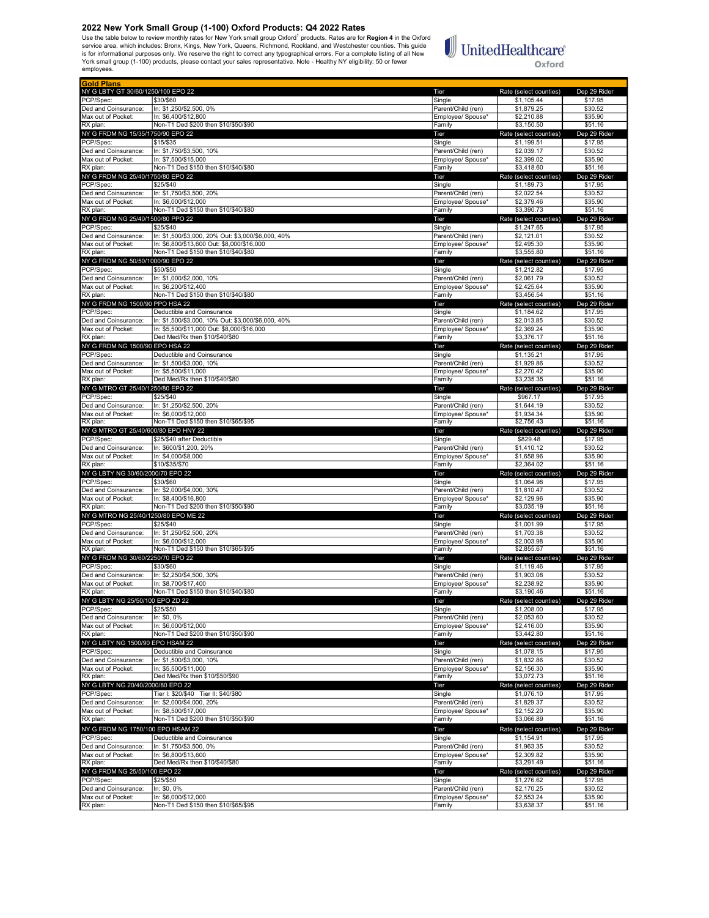## 2022 New York Small Group (1-100) Oxford Products: Q4 2022 Rates

Use the table below to review monthly rates for New York small group Oxford[1] products. Rates are for **Region 4** in the Oxford service area, which includes: Bronx, Kings, New York, Queens, Richmond, Rockland, and Westchester counties. This guide is for informational purposes only. We reserve the right to correct any typographical errors. For a complete listing of all New York small group (1-100) products, please contact your sales representative. Note - Healthy NY eligibility: 50 or fewer employees.

UnitedHealthcare Oxford

### Gold Plans

| NY G LBTY GT 30/60/1250/100 EPO 22 | | Tier | Rate (select counties) | Dep 29 Rider |
|---|---|---|---|---|
| PCP/Spec: | $30/$60 | Single | $1,105.44 | $17.95 |
| Ded and Coinsurance: | In: $1,250/$2,500, 0% | Parent/Child (ren) | $1,879.25 | $30.52 |
| Max out of Pocket: | In: $6,400/$12,800 | Employee/ Spouse* | $2,210.88 | $35.90 |
| RX plan: | Non-T1 Ded $200 then $10/$50/$90 | Family | $3,150.50 | $51.16 |
| **NY G FRDM NG 15/35/1750/90 EPO 22** | | Tier | Rate (select counties) | Dep 29 Rider |
| PCP/Spec: | $15/$35 | Single | $1,199.51 | $17.95 |
| Ded and Coinsurance: | In: $1,750/$3,500, 10% | Parent/Child (ren) | $2,039.17 | $30.52 |
| Max out of Pocket: | In: $7,500/$15,000 | Employee/ Spouse* | $2,399.02 | $35.90 |
| RX plan: | Non-T1 Ded $150 then $10/$40/$80 | Family | $3,418.60 | $51.16 |
| **NY G FRDM NG 25/40/1750/80 EPO 22** | | Tier | Rate (select counties) | Dep 29 Rider |
| PCP/Spec: | $25/$40 | Single | $1,189.73 | $17.95 |
| Ded and Coinsurance: | In: $1,750/$3,500, 20% | Parent/Child (ren) | $2,022.54 | $30.52 |
| Max out of Pocket: | In: $6,000/$12,000 | Employee/ Spouse* | $2,379.46 | $35.90 |
| RX plan: | Non-T1 Ded $150 then $10/$40/$80 | Family | $3,390.73 | $51.16 |
| **NY G FRDM NG 25/40/1500/80 PPO 22** | | Tier | Rate (select counties) | Dep 29 Rider |
| PCP/Spec: | $25/$40 | Single | $1,247.65 | $17.95 |
| Ded and Coinsurance: | In: $1,500/$3,000, 20% Out: $3,000/$6,000, 40% | Parent/Child (ren) | $2,121.01 | $30.52 |
| Max out of Pocket: | In: $6,800/$13,600 Out: $8,000/$16,000 | Employee/ Spouse* | $2,495.30 | $35.90 |
| RX plan: | Non-T1 Ded $150 then $10/$40/$80 | Family | $3,555.80 | $51.16 |
| **NY G FRDM NG 50/50/1000/90 EPO 22** | | Tier | Rate (select counties) | Dep 29 Rider |
| PCP/Spec: | $50/$50 | Single | $1,212.82 | $17.95 |
| Ded and Coinsurance: | In: $1,000/$2,000, 10% | Parent/Child (ren) | $2,061.79 | $30.52 |
| Max out of Pocket: | In: $6,200/$12,400 | Employee/ Spouse* | $2,425.64 | $35.90 |
| RX plan: | Non-T1 Ded $150 then $10/$40/$80 | Family | $3,456.54 | $51.16 |
| **NY G FRDM NG 1500/90 PPO HSA 22** | | Tier | Rate (select counties) | Dep 29 Rider |
| PCP/Spec: | Deductible and Coinsurance | Single | $1,184.62 | $17.95 |
| Ded and Coinsurance: | In: $1,500/$3,000, 10% Out: $3,000/$6,000, 40% | Parent/Child (ren) | $2,013.85 | $30.52 |
| Max out of Pocket: | In: $5,500/$11,000 Out: $8,000/$16,000 | Employee/ Spouse* | $2,369.24 | $35.90 |
| RX plan: | Ded Med/Rx then $10/$40/$80 | Family | $3,376.17 | $51.16 |
| **NY G FRDM NG 1500/90 EPO HSA 22** | | Tier | Rate (select counties) | Dep 29 Rider |
| PCP/Spec: | Deductible and Coinsurance | Single | $1,135.21 | $17.95 |
| Ded and Coinsurance: | In: $1,500/$3,000, 10% | Parent/Child (ren) | $1,929.86 | $30.52 |
| Max out of Pocket: | In: $5,500/$11,000 | Employee/ Spouse* | $2,270.42 | $35.90 |
| RX plan: | Ded Med/Rx then $10/$40/$80 | Family | $3,235.35 | $51.16 |
| **NY G MTRO GT 25/40/1250/80 EPO 22** | | Tier | Rate (select counties) | Dep 29 Rider |
| PCP/Spec: | $25/$40 | Single | $967.17 | $17.95 |
| Ded and Coinsurance: | In: $1,250/$2,500, 20% | Parent/Child (ren) | $1,644.19 | $30.52 |
| Max out of Pocket: | In: $6,000/$12,000 | Employee/ Spouse* | $1,934.34 | $35.90 |
| RX plan: | Non-T1 Ded $150 then $10/$65/$95 | Family | $2,756.43 | $51.16 |
| **NY G MTRO GT 25/40/600/80 EPO HNY 22** | | Tier | Rate (select counties) | Dep 29 Rider |
| PCP/Spec: | $25/$40 after Deductible | Single | $829.48 | $17.95 |
| Ded and Coinsurance: | In: $600/$1,200, 20% | Parent/Child (ren) | $1,410.12 | $30.52 |
| Max out of Pocket: | In: $4,000/$8,000 | Employee/ Spouse* | $1,658.96 | $35.90 |
| RX plan: | $10/$35/$70 | Family | $2,364.02 | $51.16 |
| **NY G LBTY NG 30/60/2000/70 EPO 22** | | Tier | Rate (select counties) | Dep 29 Rider |
| PCP/Spec: | $30/$60 | Single | $1,064.98 | $17.95 |
| Ded and Coinsurance: | In: $2,000/$4,000, 30% | Parent/Child (ren) | $1,810.47 | $30.52 |
| Max out of Pocket: | In: $8,400/$16,800 | Employee/ Spouse* | $2,129.96 | $35.90 |
| RX plan: | Non-T1 Ded $200 then $10/$50/$90 | Family | $3,035.19 | $51.16 |
| **NY G MTRO NG 25/40/1250/80 EPO ME 22** | | Tier | Rate (select counties) | Dep 29 Rider |
| PCP/Spec: | $25/$40 | Single | $1,001.99 | $17.95 |
| Ded and Coinsurance: | In: $1,250/$2,500, 20% | Parent/Child (ren) | $1,703.38 | $30.52 |
| Max out of Pocket: | In: $6,000/$12,000 | Employee/ Spouse* | $2,003.98 | $35.90 |
| RX plan: | Non-T1 Ded $150 then $10/$65/$95 | Family | $2,855.67 | $51.16 |
| **NY G FRDM NG 30/60/2250/70 EPO 22** | | Tier | Rate (select counties) | Dep 29 Rider |
| PCP/Spec: | $30/$60 | Single | $1,119.46 | $17.95 |
| Ded and Coinsurance: | In: $2,250/$4,500, 30% | Parent/Child (ren) | $1,903.08 | $30.52 |
| Max out of Pocket: | In: $8,700/$17,400 | Employee/ Spouse* | $2,238.92 | $35.90 |
| RX plan: | Non-T1 Ded $150 then $10/$40/$80 | Family | $3,190.46 | $51.16 |
| **NY G LBTY NG 25/50/100 EPO ZD 22** | | Tier | Rate (select counties) | Dep 29 Rider |
| PCP/Spec: | $25/$50 | Single | $1,208.00 | $17.95 |
| Ded and Coinsurance: | In: $0, 0% | Parent/Child (ren) | $2,053.60 | $30.52 |
| Max out of Pocket: | In: $6,000/$12,000 | Employee/ Spouse* | $2,416.00 | $35.90 |
| RX plan: | Non-T1 Ded $200 then $10/$50/$90 | Family | $3,442.80 | $51.16 |
| **NY G LBTY NG 1500/90 EPO HSAM 22** | | Tier | Rate (select counties) | Dep 29 Rider |
| PCP/Spec: | Deductible and Coinsurance | Single | $1,078.15 | $17.95 |
| Ded and Coinsurance: | In: $1,500/$3,000, 10% | Parent/Child (ren) | $1,832.86 | $30.52 |
| Max out of Pocket: | In: $5,500/$11,000 | Employee/ Spouse* | $2,156.30 | $35.90 |
| RX plan: | Ded Med/Rx then $10/$50/$90 | Family | $3,072.73 | $51.16 |
| **NY G LBTY NG 20/40/2000/80 EPO 22** | | Tier | Rate (select counties) | Dep 29 Rider |
| PCP/Spec: | Tier I: $20/$40 Tier II: $40/$80 | Single | $1,076.10 | $17.95 |
| Ded and Coinsurance: | In: $2,000/$4,000, 20% | Parent/Child (ren) | $1,829.37 | $30.52 |
| Max out of Pocket: | In: $8,500/$17,000 | Employee/ Spouse* | $2,152.20 | $35.90 |
| RX plan: | Non-T1 Ded $200 then $10/$50/$90 | Family | $3,066.89 | $51.16 |
| **NY G FRDM NG 1750/100 EPO HSAM 22** | | Tier | Rate (select counties) | Dep 29 Rider |
| PCP/Spec: | Deductible and Coinsurance | Single | $1,154.91 | $17.95 |
| Ded and Coinsurance: | In: $1,750/$3,500, 0% | Parent/Child (ren) | $1,963.35 | $30.52 |
| Max out of Pocket: | In: $6,800/$13,600 | Employee/ Spouse* | $2,309.82 | $35.90 |
| RX plan: | Ded Med/Rx then $10/$40/$80 | Family | $3,291.49 | $51.16 |
| **NY G FRDM NG 25/50/100 EPO 22** | | Tier | Rate (select counties) | Dep 29 Rider |
| PCP/Spec: | $25/$50 | Single | $1,276.62 | $17.95 |
| Ded and Coinsurance: | In: $0, 0% | Parent/Child (ren) | $2,170.25 | $30.52 |
| Max out of Pocket: | In: $6,000/$12,000 | Employee/ Spouse* | $2,553.24 | $35.90 |
| RX plan: | Non-T1 Ded $150 then $10/$65/$95 | Family | $3,638.37 | $51.16 |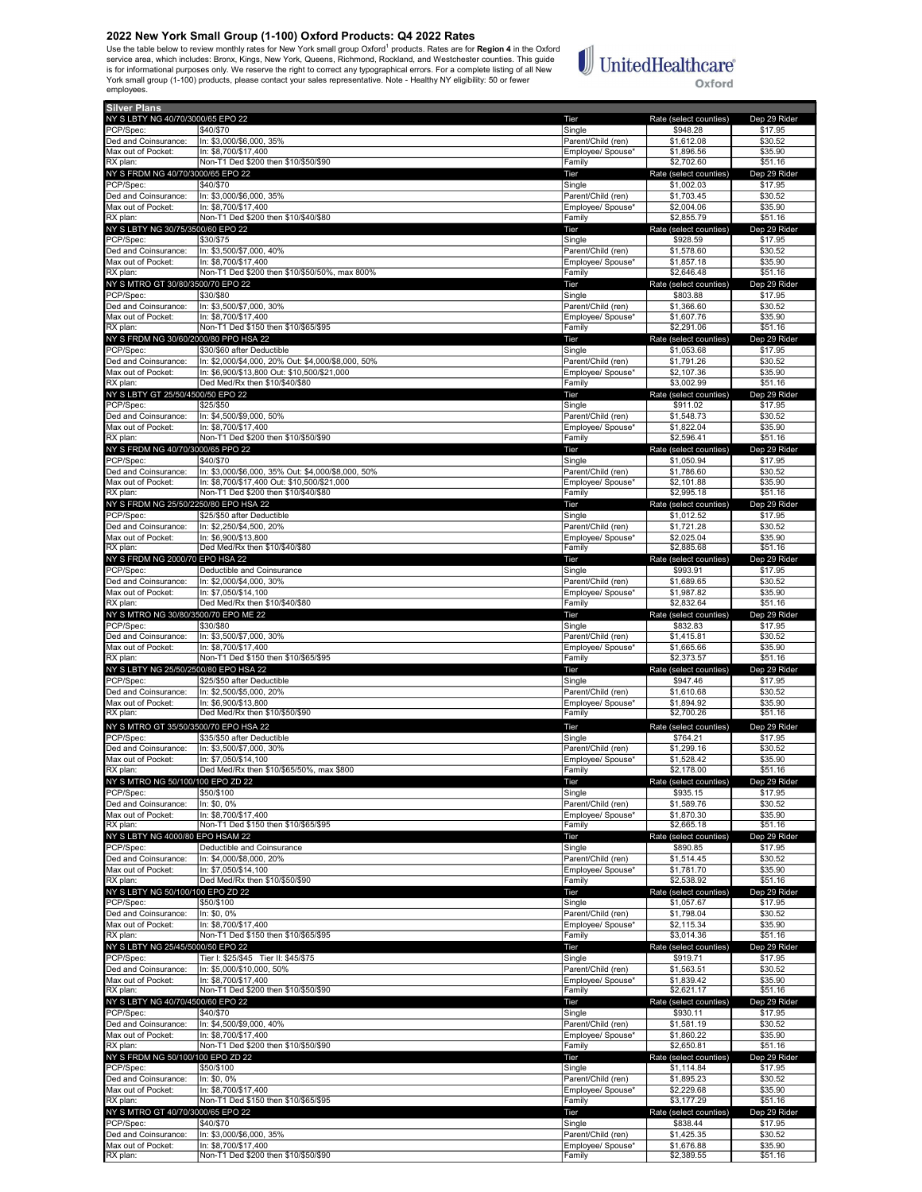# 2022 New York Small Group (1-100) Oxford Products: Q4 2022 Rates

Use the table below to review monthly rates for New York small group Oxford[1] products. Rates are for **Region 4** in the Oxford service area, which includes: Bronx, Kings, New York, Queens, Richmond, Rockland, and Westchester counties. This guide is for informational purposes only. We reserve the right to correct any typographical errors. For a complete listing of all New York small group (1-100) products, please contact your sales representative. Note - Healthy NY eligibility: 50 or fewer employees.

UnitedHealthcare Oxford

| Silver Plans | | | | |
|---|---|---|---|---|
| **NY S LBTY NG 40/70/3000/65 EPO 22** | | **Tier** | **Rate (select counties)** | **Dep 29 Rider** |
| PCP/Spec: | $40/$70 | Single | $948.28 | $17.95 |
| Ded and Coinsurance: | In: $3,000/$6,000, 35% | Parent/Child (ren) | $1,612.08 | $30.52 |
| Max out of Pocket: | In: $8,700/$17,400 | Employee/ Spouse* | $1,896.56 | $35.90 |
| RX plan: | Non-T1 Ded $200 then $10/$50/$90 | Family | $2,702.60 | $51.16 |
| **NY S FRDM NG 40/70/3000/65 EPO 22** | | **Tier** | **Rate (select counties)** | **Dep 29 Rider** |
| PCP/Spec: | $40/$70 | Single | $1,002.03 | $17.95 |
| Ded and Coinsurance: | In: $3,000/$6,000, 35% | Parent/Child (ren) | $1,703.45 | $30.52 |
| Max out of Pocket: | In: $8,700/$17,400 | Employee/ Spouse* | $2,004.06 | $35.90 |
| RX plan: | Non-T1 Ded $200 then $10/$40/$80 | Family | $2,855.79 | $51.16 |
| **NY S LBTY NG 30/75/3500/60 EPO 22** | | **Tier** | **Rate (select counties)** | **Dep 29 Rider** |
| PCP/Spec: | $30/$75 | Single | $928.59 | $17.95 |
| Ded and Coinsurance: | In: $3,500/$7,000, 40% | Parent/Child (ren) | $1,578.60 | $30.52 |
| Max out of Pocket: | In: $8,700/$17,400 | Employee/ Spouse* | $1,857.18 | $35.90 |
| RX plan: | Non-T1 Ded $200 then $10/$50/50%, max 800% | Family | $2,646.48 | $51.16 |
| **NY S MTRO GT 30/80/3500/70 EPO 22** | | **Tier** | **Rate (select counties)** | **Dep 29 Rider** |
| PCP/Spec: | $30/$80 | Single | $803.88 | $17.95 |
| Ded and Coinsurance: | In: $3,500/$7,000, 30% | Parent/Child (ren) | $1,366.60 | $30.52 |
| Max out of Pocket: | In: $8,700/$17,400 | Employee/ Spouse* | $1,607.76 | $35.90 |
| RX plan: | Non-T1 Ded $150 then $10/$65/$95 | Family | $2,291.06 | $51.16 |
| **NY S FRDM NG 30/60/2000/80 PPO HSA 22** | | **Tier** | **Rate (select counties)** | **Dep 29 Rider** |
| PCP/Spec: | $30/$60 after Deductible | Single | $1,053.68 | $17.95 |
| Ded and Coinsurance: | In: $2,000/$4,000, 20% Out: $4,000/$8,000, 50% | Parent/Child (ren) | $1,791.26 | $30.52 |
| Max out of Pocket: | In: $6,900/$13,800 Out: $10,500/$21,000 | Employee/ Spouse* | $2,107.36 | $35.90 |
| RX plan: | Ded Med/Rx then $10/$40/$80 | Family | $3,002.99 | $51.16 |
| **NY S LBTY GT 25/50/4500/50 EPO 22** | | **Tier** | **Rate (select counties)** | **Dep 29 Rider** |
| PCP/Spec: | $25/$50 | Single | $911.02 | $17.95 |
| Ded and Coinsurance: | In: $4,500/$9,000, 50% | Parent/Child (ren) | $1,548.73 | $30.52 |
| Max out of Pocket: | In: $8,700/$17,400 | Employee/ Spouse* | $1,822.04 | $35.90 |
| RX plan: | Non-T1 Ded $200 then $10/$50/$90 | Family | $2,596.41 | $51.16 |
| **NY S FRDM NG 40/70/3000/65 PPO 22** | | **Tier** | **Rate (select counties)** | **Dep 29 Rider** |
| PCP/Spec: | $40/$70 | Single | $1,050.94 | $17.95 |
| Ded and Coinsurance: | In: $3,000/$6,000, 35% Out: $4,000/$8,000, 50% | Parent/Child (ren) | $1,786.60 | $30.52 |
| Max out of Pocket: | In: $8,700/$17,400 Out: $10,500/$21,000 | Employee/ Spouse* | $2,101.88 | $35.90 |
| RX plan: | Non-T1 Ded $200 then $10/$40/$80 | Family | $2,995.18 | $51.16 |
| **NY S FRDM NG 25/50/2250/80 EPO HSA 22** | | **Tier** | **Rate (select counties)** | **Dep 29 Rider** |
| PCP/Spec: | $25/$50 after Deductible | Single | $1,012.52 | $17.95 |
| Ded and Coinsurance: | In: $2,250/$4,500, 20% | Parent/Child (ren) | $1,721.28 | $30.52 |
| Max out of Pocket: | In: $6,900/$13,800 | Employee/ Spouse* | $2,025.04 | $35.90 |
| RX plan: | Ded Med/Rx then $10/$40/$80 | Family | $2,885.68 | $51.16 |
| **NY S FRDM NG 2000/70 EPO HSA 22** | | **Tier** | **Rate (select counties)** | **Dep 29 Rider** |
| PCP/Spec: | Deductible and Coinsurance | Single | $993.91 | $17.95 |
| Ded and Coinsurance: | In: $2,000/$4,000, 30% | Parent/Child (ren) | $1,689.65 | $30.52 |
| Max out of Pocket: | In: $7,050/$14,100 | Employee/ Spouse* | $1,987.82 | $35.90 |
| RX plan: | Ded Med/Rx then $10/$40/$80 | Family | $2,832.64 | $51.16 |
| **NY S MTRO NG 30/80/3500/70 EPO ME 22** | | **Tier** | **Rate (select counties)** | **Dep 29 Rider** |
| PCP/Spec: | $30/$80 | Single | $832.83 | $17.95 |
| Ded and Coinsurance: | In: $3,500/$7,000, 30% | Parent/Child (ren) | $1,415.81 | $30.52 |
| Max out of Pocket: | In: $8,700/$17,400 | Employee/ Spouse* | $1,665.66 | $35.90 |
| RX plan: | Non-T1 Ded $150 then $10/$65/$95 | Family | $2,373.57 | $51.16 |
| **NY S LBTY NG 25/50/2500/80 EPO HSA 22** | | **Tier** | **Rate (select counties)** | **Dep 29 Rider** |
| PCP/Spec: | $25/$50 after Deductible | Single | $947.46 | $17.95 |
| Ded and Coinsurance: | In: $2,500/$5,000, 20% | Parent/Child (ren) | $1,610.68 | $30.52 |
| Max out of Pocket: | In: $6,900/$13,800 | Employee/ Spouse* | $1,894.92 | $35.90 |
| RX plan: | Ded Med/Rx then $10/$50/$90 | Family | $2,700.26 | $51.16 |
| **NY S MTRO GT 35/50/3500/70 EPO HSA 22** | | **Tier** | **Rate (select counties)** | **Dep 29 Rider** |
| PCP/Spec: | $35/$50 after Deductible | Single | $764.21 | $17.95 |
| Ded and Coinsurance: | In: $3,500/$7,000, 30% | Parent/Child (ren) | $1,299.16 | $30.52 |
| Max out of Pocket: | In: $7,050/$14,100 | Employee/ Spouse* | $1,528.42 | $35.90 |
| RX plan: | Ded Med/Rx then $10/$65/50%, max $800 | Family | $2,178.00 | $51.16 |
| **NY S MTRO NG 50/100/100 EPO ZD 22** | | **Tier** | **Rate (select counties)** | **Dep 29 Rider** |
| PCP/Spec: | $50/$100 | Single | $935.15 | $17.95 |
| Ded and Coinsurance: | In: $0, 0% | Parent/Child (ren) | $1,589.76 | $30.52 |
| Max out of Pocket: | In: $8,700/$17,400 | Employee/ Spouse* | $1,870.30 | $35.90 |
| RX plan: | Non-T1 Ded $150 then $10/$65/$95 | Family | $2,665.18 | $51.16 |
| **NY S LBTY NG 4000/80 EPO HSAM 22** | | **Tier** | **Rate (select counties)** | **Dep 29 Rider** |
| PCP/Spec: | Deductible and Coinsurance | Single | $890.85 | $17.95 |
| Ded and Coinsurance: | In: $4,000/$8,000, 20% | Parent/Child (ren) | $1,514.45 | $30.52 |
| Max out of Pocket: | In: $7,050/$14,100 | Employee/ Spouse* | $1,781.70 | $35.90 |
| RX plan: | Ded Med/Rx then $10/$50/$90 | Family | $2,538.92 | $51.16 |
| **NY S LBTY NG 50/100/100 EPO ZD 22** | | **Tier** | **Rate (select counties)** | **Dep 29 Rider** |
| PCP/Spec: | $50/$100 | Single | $1,057.67 | $17.95 |
| Ded and Coinsurance: | In: $0, 0% | Parent/Child (ren) | $1,798.04 | $30.52 |
| Max out of Pocket: | In: $8,700/$17,400 | Employee/ Spouse* | $2,115.34 | $35.90 |
| RX plan: | Non-T1 Ded $150 then $10/$65/$95 | Family | $3,014.36 | $51.16 |
| **NY S LBTY NG 25/45/5000/50 EPO 22** | | **Tier** | **Rate (select counties)** | **Dep 29 Rider** |
| PCP/Spec: | Tier I: $25/$45 Tier II: $45/$75 | Single | $919.71 | $17.95 |
| Ded and Coinsurance: | In: $5,000/$10,000, 50% | Parent/Child (ren) | $1,563.51 | $30.52 |
| Max out of Pocket: | In: $8,700/$17,400 | Employee/ Spouse* | $1,839.42 | $35.90 |
| RX plan: | Non-T1 Ded $200 then $10/$50/$90 | Family | $2,621.17 | $51.16 |
| **NY S LBTY NG 40/70/4500/60 EPO 22** | | **Tier** | **Rate (select counties)** | **Dep 29 Rider** |
| PCP/Spec: | $40/$70 | Single | $930.11 | $17.95 |
| Ded and Coinsurance: | In: $4,500/$9,000, 40% | Parent/Child (ren) | $1,581.19 | $30.52 |
| Max out of Pocket: | In: $8,700/$17,400 | Employee/ Spouse* | $1,860.22 | $35.90 |
| RX plan: | Non-T1 Ded $200 then $10/$50/$90 | Family | $2,650.81 | $51.16 |
| **NY S FRDM NG 50/100/100 EPO ZD 22** | | **Tier** | **Rate (select counties)** | **Dep 29 Rider** |
| PCP/Spec: | $50/$100 | Single | $1,114.84 | $17.95 |
| Ded and Coinsurance: | In: $0, 0% | Parent/Child (ren) | $1,895.23 | $30.52 |
| Max out of Pocket: | In: $8,700/$17,400 | Employee/ Spouse* | $2,229.68 | $35.90 |
| RX plan: | Non-T1 Ded $150 then $10/$65/$95 | Family | $3,177.29 | $51.16 |
| **NY S MTRO GT 40/70/3000/65 EPO 22** | | **Tier** | **Rate (select counties)** | **Dep 29 Rider** |
| PCP/Spec: | $40/$70 | Single | $838.44 | $17.95 |
| Ded and Coinsurance: | In: $3,000/$6,000, 35% | Parent/Child (ren) | $1,425.35 | $30.52 |
| Max out of Pocket: | In: $8,700/$17,400 | Employee/ Spouse* | $1,676.88 | $35.90 |
| RX plan: | Non-T1 Ded $200 then $10/$50/$90 | Family | $2,389.55 | $51.16 |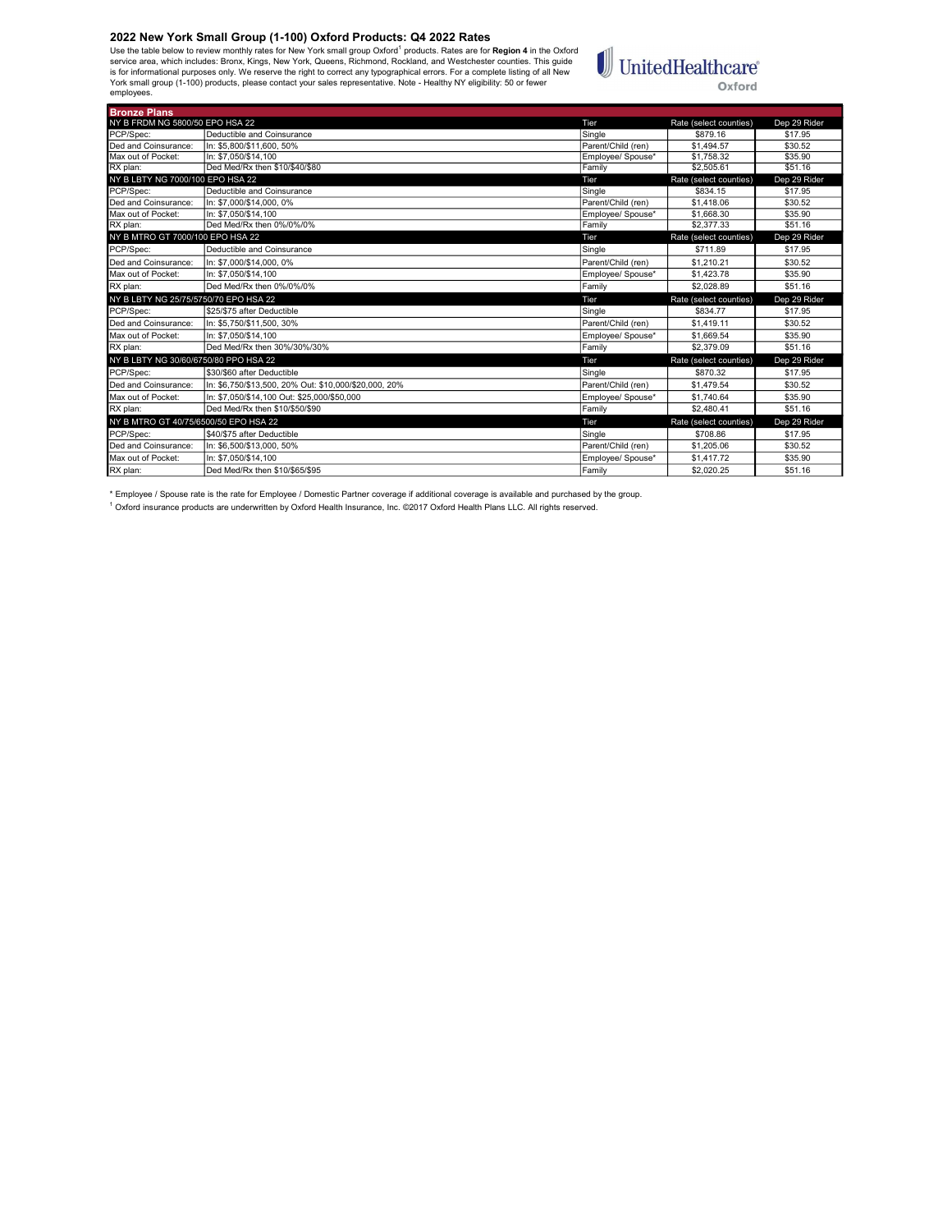## 2022 New York Small Group (1-100) Oxford Products: Q4 2022 Rates

Use the table below to review monthly rates for New York small group Oxford[1] products. Rates are for **Region 4** in the Oxford service area, which includes: Bronx, Kings, New York, Queens, Richmond, Rockland, and Westchester counties. This guide is for informational purposes only. We reserve the right to correct any typographical errors. For a complete listing of all New York small group (1-100) products, please contact your sales representative. Note - Healthy NY eligibility: 50 or fewer employees.

UnitedHealthcare Oxford

| Bronze Plans | | | | |
|---|---|---|---|---|
| NY B FRDM NG 5800/50 EPO HSA 22 | | Tier | Rate (select counties) | Dep 29 Rider |
| PCP/Spec: | Deductible and Coinsurance | Single | $879.16 | $17.95 |
| Ded and Coinsurance: | In: $5,800/$11,600, 50% | Parent/Child (ren) | $1,494.57 | $30.52 |
| Max out of Pocket: | In: $7,050/$14,100 | Employee/ Spouse* | $1,758.32 | $35.90 |
| RX plan: | Ded Med/Rx then $10/$40/$80 | Family | $2,505.61 | $51.16 |
| NY B LBTY NG 7000/100 EPO HSA 22 | | Tier | Rate (select counties) | Dep 29 Rider |
| PCP/Spec: | Deductible and Coinsurance | Single | $834.15 | $17.95 |
| Ded and Coinsurance: | In: $7,000/$14,000, 0% | Parent/Child (ren) | $1,418.06 | $30.52 |
| Max out of Pocket: | In: $7,050/$14,100 | Employee/ Spouse* | $1,668.30 | $35.90 |
| RX plan: | Ded Med/Rx then 0%/0%/0% | Family | $2,377.33 | $51.16 |
| NY B MTRO GT 7000/100 EPO HSA 22 | | Tier | Rate (select counties) | Dep 29 Rider |
| PCP/Spec: | Deductible and Coinsurance | Single | $711.89 | $17.95 |
| Ded and Coinsurance: | In: $7,000/$14,000, 0% | Parent/Child (ren) | $1,210.21 | $30.52 |
| Max out of Pocket: | In: $7,050/$14,100 | Employee/ Spouse* | $1,423.78 | $35.90 |
| RX plan: | Ded Med/Rx then 0%/0%/0% | Family | $2,028.89 | $51.16 |
| NY B LBTY NG 25/75/5750/70 EPO HSA 22 | | Tier | Rate (select counties) | Dep 29 Rider |
| PCP/Spec: | $25/$75 after Deductible | Single | $834.77 | $17.95 |
| Ded and Coinsurance: | In: $5,750/$11,500, 30% | Parent/Child (ren) | $1,419.11 | $30.52 |
| Max out of Pocket: | In: $7,050/$14,100 | Employee/ Spouse* | $1,669.54 | $35.90 |
| RX plan: | Ded Med/Rx then 30%/30%/30% | Family | $2,379.09 | $51.16 |
| NY B LBTY NG 30/60/6750/80 PPO HSA 22 | | Tier | Rate (select counties) | Dep 29 Rider |
| PCP/Spec: | $30/$60 after Deductible | Single | $870.32 | $17.95 |
| Ded and Coinsurance: | In: $6,750/$13,500, 20% Out: $10,000/$20,000, 20% | Parent/Child (ren) | $1,479.54 | $30.52 |
| Max out of Pocket: | In: $7,050/$14,100 Out: $25,000/$50,000 | Employee/ Spouse* | $1,740.64 | $35.90 |
| RX plan: | Ded Med/Rx then $10/$50/$90 | Family | $2,480.41 | $51.16 |
| NY B MTRO GT 40/75/6500/50 EPO HSA 22 | | Tier | Rate (select counties) | Dep 29 Rider |
| PCP/Spec: | $40/$75 after Deductible | Single | $708.86 | $17.95 |
| Ded and Coinsurance: | In: $6,500/$13,000, 50% | Parent/Child (ren) | $1,205.06 | $30.52 |
| Max out of Pocket: | In: $7,050/$14,100 | Employee/ Spouse* | $1,417.72 | $35.90 |
| RX plan: | Ded Med/Rx then $10/$65/$95 | Family | $2,020.25 | $51.16 |

\* Employee / Spouse rate is the rate for Employee / Domestic Partner coverage if additional coverage is available and purchased by the group.

[1] Oxford insurance products are underwritten by Oxford Health Insurance, Inc. ©2017 Oxford Health Plans LLC. All rights reserved.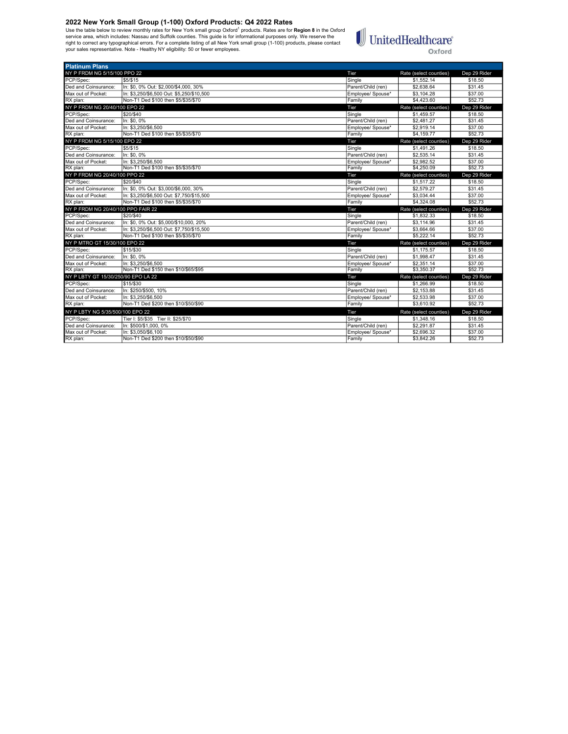## 2022 New York Small Group (1-100) Oxford Products: Q4 2022 Rates

Use the table below to review monthly rates for New York small group Oxford[1] products. Rates are for **Region 8** in the Oxford service area, which includes: Nassau and Suffolk counties. This guide is for informational purposes only. We reserve the right to correct any typographical errors. For a complete listing of all New York small group (1-100) products, please contact your sales representative. Note - Healthy NY eligibility: 50 or fewer employees.

UnitedHealthcare Oxford

| Platinum Plans | | | | |
|---|---|---|---|---|
| NY P FRDM NG 5/15/100 PPO 22 | | Tier | Rate (select counties) | Dep 29 Rider |
| PCP/Spec: | $5/$15 | Single | $1,552.14 | $18.50 |
| Ded and Coinsurance: | In: $0, 0% Out: $2,000/$4,000, 30% | Parent/Child (ren) | $2,638.64 | $31.45 |
| Max out of Pocket: | In: $3,250/$6,500 Out: $5,250/$10,500 | Employee/ Spouse* | $3,104.28 | $37.00 |
| RX plan: | Non-T1 Ded $100 then $5/$35/$70 | Family | $4,423.60 | $52.73 |
| NY P FRDM NG 20/40/100 EPO 22 | | Tier | Rate (select counties) | Dep 29 Rider |
| PCP/Spec: | $20/$40 | Single | $1,459.57 | $18.50 |
| Ded and Coinsurance: | In: $0, 0% | Parent/Child (ren) | $2,481.27 | $31.45 |
| Max out of Pocket: | In: $3,250/$6,500 | Employee/ Spouse* | $2,919.14 | $37.00 |
| RX plan: | Non-T1 Ded $100 then $5/$35/$70 | Family | $4,159.77 | $52.73 |
| NY P FRDM NG 5/15/100 EPO 22 | | Tier | Rate (select counties) | Dep 29 Rider |
| PCP/Spec: | $5/$15 | Single | $1,491.26 | $18.50 |
| Ded and Coinsurance: | In: $0, 0% | Parent/Child (ren) | $2,535.14 | $31.45 |
| Max out of Pocket: | In: $3,250/$6,500 | Employee/ Spouse* | $2,982.52 | $37.00 |
| RX plan: | Non-T1 Ded $100 then $5/$35/$70 | Family | $4,250.09 | $52.73 |
| NY P FRDM NG 20/40/100 PPO 22 | | Tier | Rate (select counties) | Dep 29 Rider |
| PCP/Spec: | $20/$40 | Single | $1,517.22 | $18.50 |
| Ded and Coinsurance: | In: $0, 0% Out: $3,000/$6,000, 30% | Parent/Child (ren) | $2,579.27 | $31.45 |
| Max out of Pocket: | In: $3,250/$6,500 Out: $7,750/$15,500 | Employee/ Spouse* | $3,034.44 | $37.00 |
| RX plan: | Non-T1 Ded $100 then $5/$35/$70 | Family | $4,324.08 | $52.73 |
| NY P FRDM NG 20/40/100 PPO FAIR 22 | | Tier | Rate (select counties) | Dep 29 Rider |
| PCP/Spec: | $20/$40 | Single | $1,832.33 | $18.50 |
| Ded and Coinsurance: | In: $0, 0% Out: $5,000/$10,000, 20% | Parent/Child (ren) | $3,114.96 | $31.45 |
| Max out of Pocket: | In: $3,250/$6,500 Out: $7,750/$15,500 | Employee/ Spouse* | $3,664.66 | $37.00 |
| RX plan: | Non-T1 Ded $100 then $5/$35/$70 | Family | $5,222.14 | $52.73 |
| NY P MTRO GT 15/30/100 EPO 22 | | Tier | Rate (select counties) | Dep 29 Rider |
| PCP/Spec: | $15/$30 | Single | $1,175.57 | $18.50 |
| Ded and Coinsurance: | In: $0, 0% | Parent/Child (ren) | $1,998.47 | $31.45 |
| Max out of Pocket: | In: $3,250/$6,500 | Employee/ Spouse* | $2,351.14 | $37.00 |
| RX plan: | Non-T1 Ded $150 then $10/$65/$95 | Family | $3,350.37 | $52.73 |
| NY P LBTY GT 15/30/250/90 EPO LA 22 | | Tier | Rate (select counties) | Dep 29 Rider |
| PCP/Spec: | $15/$30 | Single | $1,266.99 | $18.50 |
| Ded and Coinsurance: | In: $250/$500, 10% | Parent/Child (ren) | $2,153.88 | $31.45 |
| Max out of Pocket: | In: $3,250/$6,500 | Employee/ Spouse* | $2,533.98 | $37.00 |
| RX plan: | Non-T1 Ded $200 then $10/$50/$90 | Family | $3,610.92 | $52.73 |
| NY P LBTY NG 5/35/500/100 EPO 22 | | Tier | Rate (select counties) | Dep 29 Rider |
| PCP/Spec: | Tier I: $5/$35 Tier II: $25/$70 | Single | $1,348.16 | $18.50 |
| Ded and Coinsurance: | In: $500/$1,000, 0% | Parent/Child (ren) | $2,291.87 | $31.45 |
| Max out of Pocket: | In: $3,050/$6,100 | Employee/ Spouse* | $2,696.32 | $37.00 |
| RX plan: | Non-T1 Ded $200 then $10/$50/$90 | Family | $3,842.26 | $52.73 |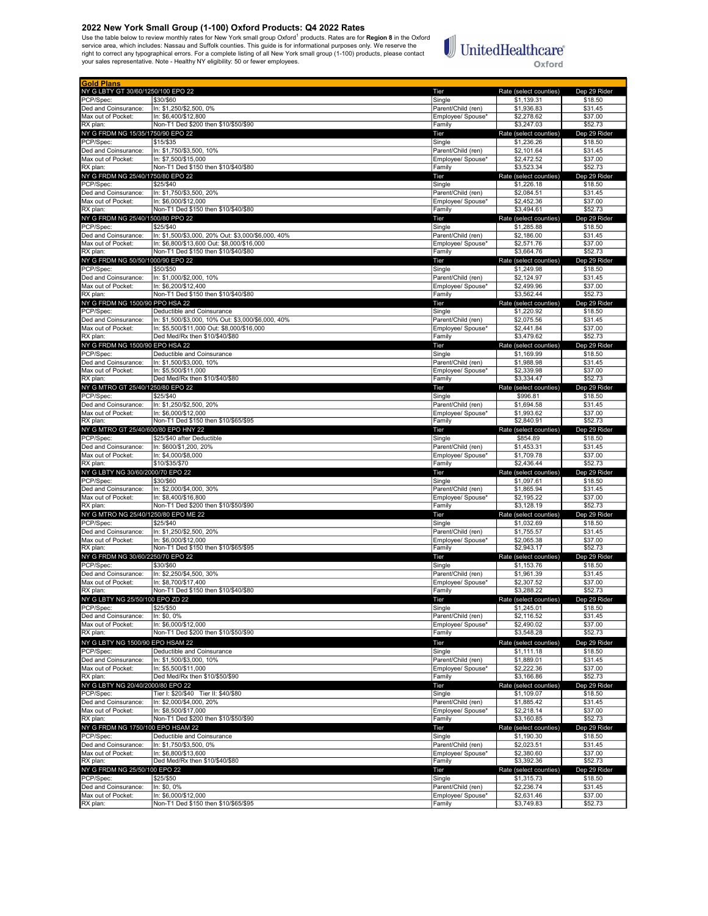## 2022 New York Small Group (1-100) Oxford Products: Q4 2022 Rates

Use the table below to review monthly rates for New York small group Oxford[1] products. Rates are for **Region 8** in the Oxford service area, which includes: Nassau and Suffolk counties. This guide is for informational purposes only. We reserve the right to correct any typographical errors. For a complete listing of all New York small group (1-100) products, please contact your sales representative. Note - Healthy NY eligibility: 50 or fewer employees.

UnitedHealthcare Oxford

| Gold Plans | | | | |
|---|---|---|---|---|
| NY G LBTY GT 30/60/1250/100 EPO 22 | | Tier | Rate (select counties) | Dep 29 Rider |
| PCP/Spec: | $30/$60 | Single | $1,139.31 | $18.50 |
| Ded and Coinsurance: | In: $1,250/$2,500, 0% | Parent/Child (ren) | $1,936.83 | $31.45 |
| Max out of Pocket: | In: $6,400/$12,800 | Employee/ Spouse* | $2,278.62 | $37.00 |
| RX plan: | Non-T1 Ded $200 then $10/$50/$90 | Family | $3,247.03 | $52.73 |
| NY G FRDM NG 15/35/1750/90 EPO 22 | | Tier | Rate (select counties) | Dep 29 Rider |
| PCP/Spec: | $15/$35 | Single | $1,236.26 | $18.50 |
| Ded and Coinsurance: | In: $1,750/$3,500, 10% | Parent/Child (ren) | $2,101.64 | $31.45 |
| Max out of Pocket: | In: $7,500/$15,000 | Employee/ Spouse* | $2,472.52 | $37.00 |
| RX plan: | Non-T1 Ded $150 then $10/$40/$80 | Family | $3,523.34 | $52.73 |
| NY G FRDM NG 25/40/1750/80 EPO 22 | | Tier | Rate (select counties) | Dep 29 Rider |
| PCP/Spec: | $25/$40 | Single | $1,226.18 | $18.50 |
| Ded and Coinsurance: | In: $1,750/$3,500, 20% | Parent/Child (ren) | $2,084.51 | $31.45 |
| Max out of Pocket: | In: $6,000/$12,000 | Employee/ Spouse* | $2,452.36 | $37.00 |
| RX plan: | Non-T1 Ded $150 then $10/$40/$80 | Family | $3,494.61 | $52.73 |
| NY G FRDM NG 25/40/1500/80 PPO 22 | | Tier | Rate (select counties) | Dep 29 Rider |
| PCP/Spec: | $25/$40 | Single | $1,285.88 | $18.50 |
| Ded and Coinsurance: | In: $1,500/$3,000, 20% Out: $3,000/$6,000, 40% | Parent/Child (ren) | $2,186.00 | $31.45 |
| Max out of Pocket: | In: $6,800/$13,600 Out: $8,000/$16,000 | Employee/ Spouse* | $2,571.76 | $37.00 |
| RX plan: | Non-T1 Ded $150 then $10/$40/$80 | Family | $3,664.76 | $52.73 |
| NY G FRDM NG 50/50/1000/90 EPO 22 | | Tier | Rate (select counties) | Dep 29 Rider |
| PCP/Spec: | $50/$50 | Single | $1,249.98 | $18.50 |
| Ded and Coinsurance: | In: $1,000/$2,000, 10% | Parent/Child (ren) | $2,124.97 | $31.45 |
| Max out of Pocket: | In: $6,200/$12,400 | Employee/ Spouse* | $2,499.96 | $37.00 |
| RX plan: | Non-T1 Ded $150 then $10/$40/$80 | Family | $3,562.44 | $52.73 |
| NY G FRDM NG 1500/90 PPO HSA 22 | | Tier | Rate (select counties) | Dep 29 Rider |
| PCP/Spec: | Deductible and Coinsurance | Single | $1,220.92 | $18.50 |
| Ded and Coinsurance: | In: $1,500/$3,000, 10% Out: $3,000/$6,000, 40% | Parent/Child (ren) | $2,075.56 | $31.45 |
| Max out of Pocket: | In: $5,500/$11,000 Out: $8,000/$16,000 | Employee/ Spouse* | $2,441.84 | $37.00 |
| RX plan: | Ded Med/Rx then $10/$40/$80 | Family | $3,479.62 | $52.73 |
| NY G FRDM NG 1500/90 EPO HSA 22 | | Tier | Rate (select counties) | Dep 29 Rider |
| PCP/Spec: | Deductible and Coinsurance | Single | $1,169.99 | $18.50 |
| Ded and Coinsurance: | In: $1,500/$3,000, 10% | Parent/Child (ren) | $1,988.98 | $31.45 |
| Max out of Pocket: | In: $5,500/$11,000 | Employee/ Spouse* | $2,339.98 | $37.00 |
| RX plan: | Ded Med/Rx then $10/$40/$80 | Family | $3,334.47 | $52.73 |
| NY G MTRO GT 25/40/1250/80 EPO 22 | | Tier | Rate (select counties) | Dep 29 Rider |
| PCP/Spec: | $25/$40 | Single | $996.81 | $18.50 |
| Ded and Coinsurance: | In: $1,250/$2,500, 20% | Parent/Child (ren) | $1,694.58 | $31.45 |
| Max out of Pocket: | In: $6,000/$12,000 | Employee/ Spouse* | $1,993.62 | $37.00 |
| RX plan: | Non-T1 Ded $150 then $10/$65/$95 | Family | $2,840.91 | $52.73 |
| NY G MTRO GT 25/40/600/80 EPO HNY 22 | | Tier | Rate (select counties) | Dep 29 Rider |
| PCP/Spec: | $25/$40 after Deductible | Single | $854.89 | $18.50 |
| Ded and Coinsurance: | In: $600/$1,200, 20% | Parent/Child (ren) | $1,453.31 | $31.45 |
| Max out of Pocket: | In: $4,000/$8,000 | Employee/ Spouse* | $1,709.78 | $37.00 |
| RX plan: | $10/$35/$70 | Family | $2,436.44 | $52.73 |
| NY G LBTY NG 30/60/2000/70 EPO 22 | | Tier | Rate (select counties) | Dep 29 Rider |
| PCP/Spec: | $30/$60 | Single | $1,097.61 | $18.50 |
| Ded and Coinsurance: | In: $2,000/$4,000, 30% | Parent/Child (ren) | $1,865.94 | $31.45 |
| Max out of Pocket: | In: $8,400/$16,800 | Employee/ Spouse* | $2,195.22 | $37.00 |
| RX plan: | Non-T1 Ded $200 then $10/$50/$90 | Family | $3,128.19 | $52.73 |
| NY G MTRO NG 25/40/1250/80 EPO ME 22 | | Tier | Rate (select counties) | Dep 29 Rider |
| PCP/Spec: | $25/$40 | Single | $1,032.69 | $18.50 |
| Ded and Coinsurance: | In: $1,250/$2,500, 20% | Parent/Child (ren) | $1,755.57 | $31.45 |
| Max out of Pocket: | In: $6,000/$12,000 | Employee/ Spouse* | $2,065.38 | $37.00 |
| RX plan: | Non-T1 Ded $150 then $10/$65/$95 | Family | $2,943.17 | $52.73 |
| NY G FRDM NG 30/60/2250/70 EPO 22 | | Tier | Rate (select counties) | Dep 29 Rider |
| PCP/Spec: | $30/$60 | Single | $1,153.76 | $18.50 |
| Ded and Coinsurance: | In: $2,250/$4,500, 30% | Parent/Child (ren) | $1,961.39 | $31.45 |
| Max out of Pocket: | In: $8,700/$17,400 | Employee/ Spouse* | $2,307.52 | $37.00 |
| RX plan: | Non-T1 Ded $150 then $10/$40/$80 | Family | $3,288.22 | $52.73 |
| NY G LBTY NG 25/50/100 EPO ZD 22 | | Tier | Rate (select counties) | Dep 29 Rider |
| PCP/Spec: | $25/$50 | Single | $1,245.01 | $18.50 |
| Ded and Coinsurance: | In: $0, 0% | Parent/Child (ren) | $2,116.52 | $31.45 |
| Max out of Pocket: | In: $6,000/$12,000 | Employee/ Spouse* | $2,490.02 | $37.00 |
| RX plan: | Non-T1 Ded $200 then $10/$50/$90 | Family | $3,548.28 | $52.73 |
| NY G LBTY NG 1500/90 EPO HSAM 22 | | Tier | Rate (select counties) | Dep 29 Rider |
| PCP/Spec: | Deductible and Coinsurance | Single | $1,111.18 | $18.50 |
| Ded and Coinsurance: | In: $1,500/$3,000, 10% | Parent/Child (ren) | $1,889.01 | $31.45 |
| Max out of Pocket: | In: $5,500/$11,000 | Employee/ Spouse* | $2,222.36 | $37.00 |
| RX plan: | Ded Med/Rx then $10/$50/$90 | Family | $3,166.86 | $52.73 |
| NY G LBTY NG 20/40/2000/80 EPO 22 | | Tier | Rate (select counties) | Dep 29 Rider |
| PCP/Spec: | Tier I: $20/$40 Tier II: $40/$80 | Single | $1,109.07 | $18.50 |
| Ded and Coinsurance: | In: $2,000/$4,000, 20% | Parent/Child (ren) | $1,885.42 | $31.45 |
| Max out of Pocket: | In: $8,500/$17,000 | Employee/ Spouse* | $2,218.14 | $37.00 |
| RX plan: | Non-T1 Ded $200 then $10/$50/$90 | Family | $3,160.85 | $52.73 |
| NY G FRDM NG 1750/100 EPO HSAM 22 | | Tier | Rate (select counties) | Dep 29 Rider |
| PCP/Spec: | Deductible and Coinsurance | Single | $1,190.30 | $18.50 |
| Ded and Coinsurance: | In: $1,750/$3,500, 0% | Parent/Child (ren) | $2,023.51 | $31.45 |
| Max out of Pocket: | In: $6,800/$13,600 | Employee/ Spouse* | $2,380.60 | $37.00 |
| RX plan: | Ded Med/Rx then $10/$40/$80 | Family | $3,392.36 | $52.73 |
| NY G FRDM NG 25/50/100 EPO 22 | | Tier | Rate (select counties) | Dep 29 Rider |
| PCP/Spec: | $25/$50 | Single | $1,315.73 | $18.50 |
| Ded and Coinsurance: | In: $0, 0% | Parent/Child (ren) | $2,236.74 | $31.45 |
| Max out of Pocket: | In: $6,000/$12,000 | Employee/ Spouse* | $2,631.46 | $37.00 |
| RX plan: | Non-T1 Ded $150 then $10/$65/$95 | Family | $3,749.83 | $52.73 |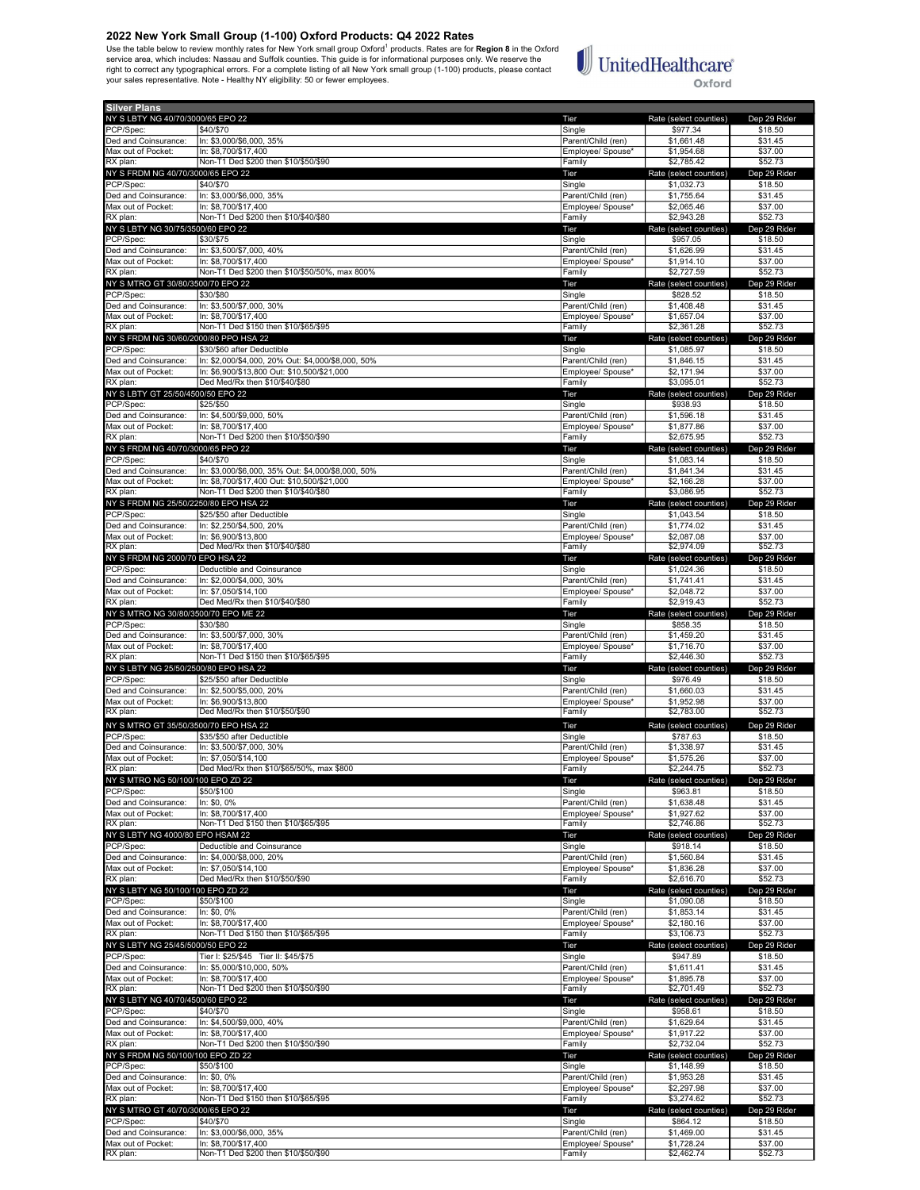## 2022 New York Small Group (1-100) Oxford Products: Q4 2022 Rates

Use the table below to review monthly rates for New York small group Oxford[1] products. Rates are for **Region 8** in the Oxford service area, which includes: Nassau and Suffolk counties. This guide is for informational purposes only. We reserve the right to correct any typographical errors. For a complete listing of all New York small group (1-100) products, please contact your sales representative. Note - Healthy NY eligibility: 50 or fewer employees.

UnitedHealthcare Oxford

| Silver Plans | | | | |
|---|---|---|---|---|
| NY S LBTY NG 40/70/3000/65 EPO 22 | | Tier | Rate (select counties) | Dep 29 Rider |
| PCP/Spec: | $40/$70 | Single | $977.34 | $18.50 |
| Ded and Coinsurance: | In: $3,000/$6,000, 35% | Parent/Child (ren) | $1,661.48 | $31.45 |
| Max out of Pocket: | In: $8,700/$17,400 | Employee/ Spouse* | $1,954.68 | $37.00 |
| RX plan: | Non-T1 Ded $200 then $10/$50/$90 | Family | $2,785.42 | $52.73 |
| NY S FRDM NG 40/70/3000/65 EPO 22 | | Tier | Rate (select counties) | Dep 29 Rider |
| PCP/Spec: | $40/$70 | Single | $1,032.73 | $18.50 |
| Ded and Coinsurance: | In: $3,000/$6,000, 35% | Parent/Child (ren) | $1,755.64 | $31.45 |
| Max out of Pocket: | In: $8,700/$17,400 | Employee/ Spouse* | $2,065.46 | $37.00 |
| RX plan: | Non-T1 Ded $200 then $10/$40/$80 | Family | $2,943.28 | $52.73 |
| NY S LBTY NG 30/75/3500/60 EPO 22 | | Tier | Rate (select counties) | Dep 29 Rider |
| PCP/Spec: | $30/$75 | Single | $957.05 | $18.50 |
| Ded and Coinsurance: | In: $3,500/$7,000, 40% | Parent/Child (ren) | $1,626.99 | $31.45 |
| Max out of Pocket: | In: $8,700/$17,400 | Employee/ Spouse* | $1,914.10 | $37.00 |
| RX plan: | Non-T1 Ded $200 then $10/$50/50%, max 800% | Family | $2,727.59 | $52.73 |
| NY S MTRO GT 30/80/3500/70 EPO 22 | | Tier | Rate (select counties) | Dep 29 Rider |
| PCP/Spec: | $30/$80 | Single | $828.52 | $18.50 |
| Ded and Coinsurance: | In: $3,500/$7,000, 30% | Parent/Child (ren) | $1,408.48 | $31.45 |
| Max out of Pocket: | In: $8,700/$17,400 | Employee/ Spouse* | $1,657.04 | $37.00 |
| RX plan: | Non-T1 Ded $150 then $10/$65/$95 | Family | $2,361.28 | $52.73 |
| NY S FRDM NG 30/60/2000/80 PPO HSA 22 | | Tier | Rate (select counties) | Dep 29 Rider |
| PCP/Spec: | $30/$60 after Deductible | Single | $1,085.97 | $18.50 |
| Ded and Coinsurance: | In: $2,000/$4,000, 20% Out: $4,000/$8,000, 50% | Parent/Child (ren) | $1,846.15 | $31.45 |
| Max out of Pocket: | In: $6,900/$13,800 Out: $10,500/$21,000 | Employee/ Spouse* | $2,171.94 | $37.00 |
| RX plan: | Ded Med/Rx then $10/$40/$80 | Family | $3,095.01 | $52.73 |
| NY S LBTY GT 25/50/4500/50 EPO 22 | | Tier | Rate (select counties) | Dep 29 Rider |
| PCP/Spec: | $25/$50 | Single | $938.93 | $18.50 |
| Ded and Coinsurance: | In: $4,500/$9,000, 50% | Parent/Child (ren) | $1,596.18 | $31.45 |
| Max out of Pocket: | In: $8,700/$17,400 | Employee/ Spouse* | $1,877.86 | $37.00 |
| RX plan: | Non-T1 Ded $200 then $10/$50/$90 | Family | $2,675.95 | $52.73 |
| NY S FRDM NG 40/70/3000/65 PPO 22 | | Tier | Rate (select counties) | Dep 29 Rider |
| PCP/Spec: | $40/$70 | Single | $1,083.14 | $18.50 |
| Ded and Coinsurance: | In: $3,000/$6,000, 35% Out: $4,000/$8,000, 50% | Parent/Child (ren) | $1,841.34 | $31.45 |
| Max out of Pocket: | In: $8,700/$17,400 Out: $10,500/$21,000 | Employee/ Spouse* | $2,166.28 | $37.00 |
| RX plan: | Non-T1 Ded $200 then $10/$40/$80 | Family | $3,086.95 | $52.73 |
| NY S FRDM NG 25/50/2250/80 EPO HSA 22 | | Tier | Rate (select counties) | Dep 29 Rider |
| PCP/Spec: | $25/$50 after Deductible | Single | $1,043.54 | $18.50 |
| Ded and Coinsurance: | In: $2,250/$4,500, 20% | Parent/Child (ren) | $1,774.02 | $31.45 |
| Max out of Pocket: | In: $6,900/$13,800 | Employee/ Spouse* | $2,087.08 | $37.00 |
| RX plan: | Ded Med/Rx then $10/$40/$80 | Family | $2,974.09 | $52.73 |
| NY S FRDM NG 2000/70 EPO HSA 22 | | Tier | Rate (select counties) | Dep 29 Rider |
| PCP/Spec: | Deductible and Coinsurance | Single | $1,024.36 | $18.50 |
| Ded and Coinsurance: | In: $2,000/$4,000, 30% | Parent/Child (ren) | $1,741.41 | $31.45 |
| Max out of Pocket: | In: $7,050/$14,100 | Employee/ Spouse* | $2,048.72 | $37.00 |
| RX plan: | Ded Med/Rx then $10/$40/$80 | Family | $2,919.43 | $52.73 |
| NY S MTRO NG 30/80/3500/70 EPO ME 22 | | Tier | Rate (select counties) | Dep 29 Rider |
| PCP/Spec: | $30/$80 | Single | $858.35 | $18.50 |
| Ded and Coinsurance: | In: $3,500/$7,000, 30% | Parent/Child (ren) | $1,459.20 | $31.45 |
| Max out of Pocket: | In: $8,700/$17,400 | Employee/ Spouse* | $1,716.70 | $37.00 |
| RX plan: | Non-T1 Ded $150 then $10/$65/$95 | Family | $2,446.30 | $52.73 |
| NY S LBTY NG 25/50/2500/80 EPO HSA 22 | | Tier | Rate (select counties) | Dep 29 Rider |
| PCP/Spec: | $25/$50 after Deductible | Single | $976.49 | $18.50 |
| Ded and Coinsurance: | In: $2,500/$5,000, 20% | Parent/Child (ren) | $1,660.03 | $31.45 |
| Max out of Pocket: | In: $6,900/$13,800 | Employee/ Spouse* | $1,952.98 | $37.00 |
| RX plan: | Ded Med/Rx then $10/$50/$90 | Family | $2,783.00 | $52.73 |
| NY S MTRO GT 35/50/3500/70 EPO HSA 22 | | Tier | Rate (select counties) | Dep 29 Rider |
| PCP/Spec: | $35/$50 after Deductible | Single | $787.63 | $18.50 |
| Ded and Coinsurance: | In: $3,500/$7,000, 30% | Parent/Child (ren) | $1,338.97 | $31.45 |
| Max out of Pocket: | In: $7,050/$14,100 | Employee/ Spouse* | $1,575.26 | $37.00 |
| RX plan: | Ded Med/Rx then $10/$65/50%, max $800 | Family | $2,244.75 | $52.73 |
| NY S MTRO NG 50/100/100 EPO ZD 22 | | Tier | Rate (select counties) | Dep 29 Rider |
| PCP/Spec: | $50/$100 | Single | $963.81 | $18.50 |
| Ded and Coinsurance: | In: $0, 0% | Parent/Child (ren) | $1,638.48 | $31.45 |
| Max out of Pocket: | In: $8,700/$17,400 | Employee/ Spouse* | $1,927.62 | $37.00 |
| RX plan: | Non-T1 Ded $150 then $10/$65/$95 | Family | $2,746.86 | $52.73 |
| NY S LBTY NG 4000/80 EPO HSAM 22 | | Tier | Rate (select counties) | Dep 29 Rider |
| PCP/Spec: | Deductible and Coinsurance | Single | $918.14 | $18.50 |
| Ded and Coinsurance: | In: $4,000/$8,000, 20% | Parent/Child (ren) | $1,560.84 | $31.45 |
| Max out of Pocket: | In: $7,050/$14,100 | Employee/ Spouse* | $1,836.28 | $37.00 |
| RX plan: | Ded Med/Rx then $10/$50/$90 | Family | $2,616.70 | $52.73 |
| NY S LBTY NG 50/100/100 EPO ZD 22 | | Tier | Rate (select counties) | Dep 29 Rider |
| PCP/Spec: | $50/$100 | Single | $1,090.08 | $18.50 |
| Ded and Coinsurance: | In: $0, 0% | Parent/Child (ren) | $1,853.14 | $31.45 |
| Max out of Pocket: | In: $8,700/$17,400 | Employee/ Spouse* | $2,180.16 | $37.00 |
| RX plan: | Non-T1 Ded $150 then $10/$65/$95 | Family | $3,106.73 | $52.73 |
| NY S LBTY NG 25/45/5000/50 EPO 22 | | Tier | Rate (select counties) | Dep 29 Rider |
| PCP/Spec: | Tier I: $25/$45 Tier II: $45/$75 | Single | $947.89 | $18.50 |
| Ded and Coinsurance: | In: $5,000/$10,000, 50% | Parent/Child (ren) | $1,611.41 | $31.45 |
| Max out of Pocket: | In: $8,700/$17,400 | Employee/ Spouse* | $1,895.78 | $37.00 |
| RX plan: | Non-T1 Ded $200 then $10/$50/$90 | Family | $2,701.49 | $52.73 |
| NY S LBTY NG 40/70/4500/60 EPO 22 | | Tier | Rate (select counties) | Dep 29 Rider |
| PCP/Spec: | $40/$70 | Single | $958.61 | $18.50 |
| Ded and Coinsurance: | In: $4,500/$9,000, 40% | Parent/Child (ren) | $1,629.64 | $31.45 |
| Max out of Pocket: | In: $8,700/$17,400 | Employee/ Spouse* | $1,917.22 | $37.00 |
| RX plan: | Non-T1 Ded $200 then $10/$50/$90 | Family | $2,732.04 | $52.73 |
| NY S FRDM NG 50/100/100 EPO ZD 22 | | Tier | Rate (select counties) | Dep 29 Rider |
| PCP/Spec: | $50/$100 | Single | $1,148.99 | $18.50 |
| Ded and Coinsurance: | In: $0, 0% | Parent/Child (ren) | $1,953.28 | $31.45 |
| Max out of Pocket: | In: $8,700/$17,400 | Employee/ Spouse* | $2,297.98 | $37.00 |
| RX plan: | Non-T1 Ded $150 then $10/$65/$95 | Family | $3,274.62 | $52.73 |
| NY S MTRO GT 40/70/3000/65 EPO 22 | | Tier | Rate (select counties) | Dep 29 Rider |
| PCP/Spec: | $40/$70 | Single | $864.12 | $18.50 |
| Ded and Coinsurance: | In: $3,000/$6,000, 35% | Parent/Child (ren) | $1,469.00 | $31.45 |
| Max out of Pocket: | In: $8,700/$17,400 | Employee/ Spouse* | $1,728.24 | $37.00 |
| RX plan: | Non-T1 Ded $200 then $10/$50/$90 | Family | $2,462.74 | $52.73 |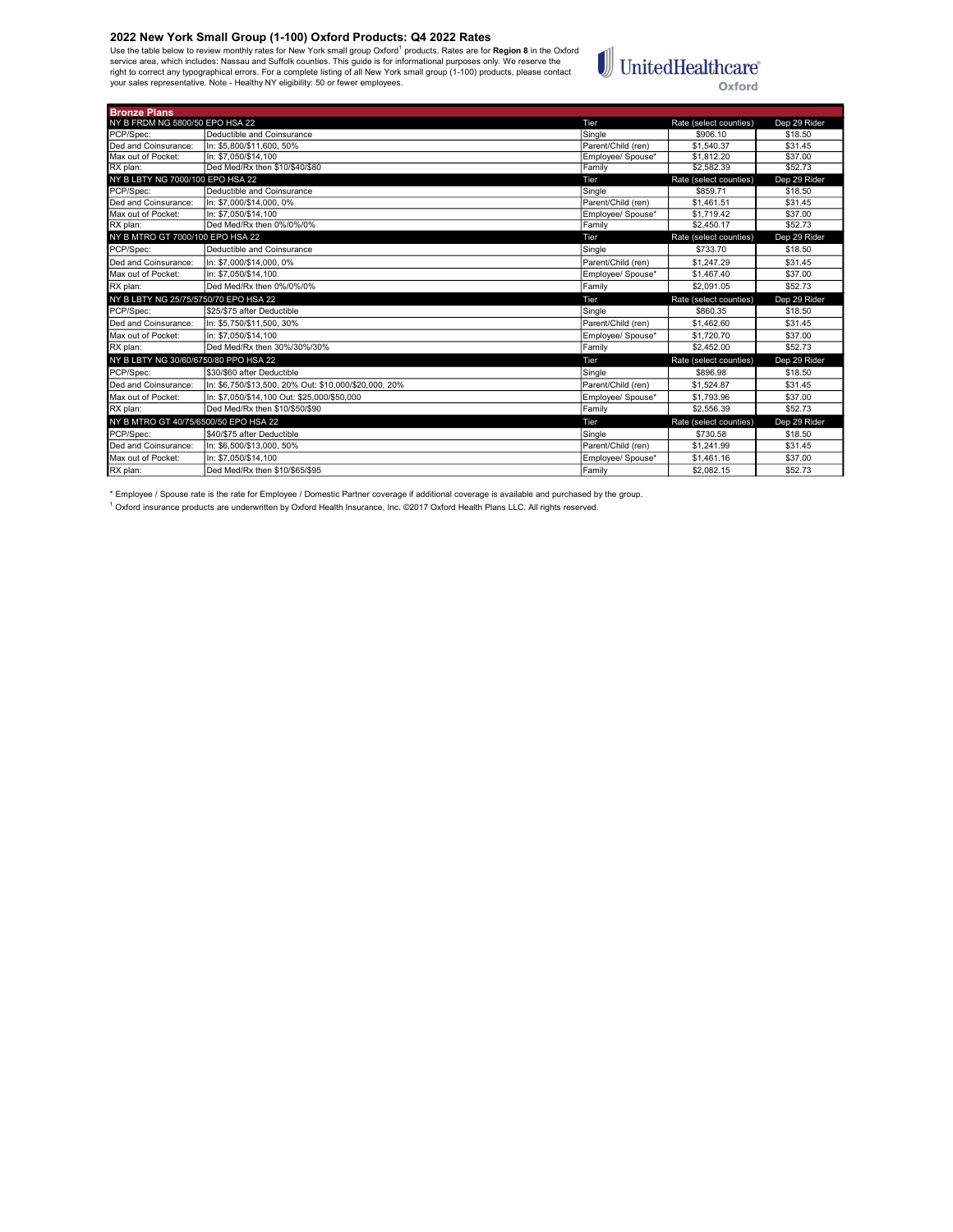## 2022 New York Small Group (1-100) Oxford Products: Q4 2022 Rates

Use the table below to review monthly rates for New York small group Oxford[1] products. Rates are for **Region 8** in the Oxford service area, which includes: Nassau and Suffolk counties. This guide is for informational purposes only. We reserve the right to correct any typographical errors. For a complete listing of all New York small group (1-100) products, please contact your sales representative. Note - Healthy NY eligibility: 50 or fewer employees.

UnitedHealthcare Oxford

### Bronze Plans

| | | Tier | Rate (select counties) | Dep 29 Rider |
|---|---|---|---|---|
| **NY B FRDM NG 5800/50 EPO HSA 22** | | Tier | Rate (select counties) | Dep 29 Rider |
| PCP/Spec: | Deductible and Coinsurance | Single | $906.10 | $18.50 |
| Ded and Coinsurance: | In: $5,800/$11,600, 50% | Parent/Child (ren) | $1,540.37 | $31.45 |
| Max out of Pocket: | In: $7,050/$14,100 | Employee/ Spouse* | $1,812.20 | $37.00 |
| RX plan: | Ded Med/Rx then $10/$40/$80 | Family | $2,582.39 | $52.73 |
| **NY B LBTY NG 7000/100 EPO HSA 22** | | Tier | Rate (select counties) | Dep 29 Rider |
| PCP/Spec: | Deductible and Coinsurance | Single | $859.71 | $18.50 |
| Ded and Coinsurance: | In: $7,000/$14,000, 0% | Parent/Child (ren) | $1,461.51 | $31.45 |
| Max out of Pocket: | In: $7,050/$14,100 | Employee/ Spouse* | $1,719.42 | $37.00 |
| RX plan: | Ded Med/Rx then 0%/0%/0% | Family | $2,450.17 | $52.73 |
| **NY B MTRO GT 7000/100 EPO HSA 22** | | Tier | Rate (select counties) | Dep 29 Rider |
| PCP/Spec: | Deductible and Coinsurance | Single | $733.70 | $18.50 |
| Ded and Coinsurance: | In: $7,000/$14,000, 0% | Parent/Child (ren) | $1,247.29 | $31.45 |
| Max out of Pocket: | In: $7,050/$14,100 | Employee/ Spouse* | $1,467.40 | $37.00 |
| RX plan: | Ded Med/Rx then 0%/0%/0% | Family | $2,091.05 | $52.73 |
| **NY B LBTY NG 25/75/5750/70 EPO HSA 22** | | Tier | Rate (select counties) | Dep 29 Rider |
| PCP/Spec: | $25/$75 after Deductible | Single | $860.35 | $18.50 |
| Ded and Coinsurance: | In: $5,750/$11,500, 30% | Parent/Child (ren) | $1,462.60 | $31.45 |
| Max out of Pocket: | In: $7,050/$14,100 | Employee/ Spouse* | $1,720.70 | $37.00 |
| RX plan: | Ded Med/Rx then 30%/30%/30% | Family | $2,452.00 | $52.73 |
| **NY B LBTY NG 30/60/6750/80 PPO HSA 22** | | Tier | Rate (select counties) | Dep 29 Rider |
| PCP/Spec: | $30/$60 after Deductible | Single | $896.98 | $18.50 |
| Ded and Coinsurance: | In: $6,750/$13,500, 20% Out: $10,000/$20,000, 20% | Parent/Child (ren) | $1,524.87 | $31.45 |
| Max out of Pocket: | In: $7,050/$14,100 Out: $25,000/$50,000 | Employee/ Spouse* | $1,793.96 | $37.00 |
| RX plan: | Ded Med/Rx then $10/$50/$90 | Family | $2,556.39 | $52.73 |
| **NY B MTRO GT 40/75/6500/50 EPO HSA 22** | | Tier | Rate (select counties) | Dep 29 Rider |
| PCP/Spec: | $40/$75 after Deductible | Single | $730.58 | $18.50 |
| Ded and Coinsurance: | In: $6,500/$13,000, 50% | Parent/Child (ren) | $1,241.99 | $31.45 |
| Max out of Pocket: | In: $7,050/$14,100 | Employee/ Spouse* | $1,461.16 | $37.00 |
| RX plan: | Ded Med/Rx then $10/$65/$95 | Family | $2,082.15 | $52.73 |

\* Employee / Spouse rate is the rate for Employee / Domestic Partner coverage if additional coverage is available and purchased by the group.

[1] Oxford insurance products are underwritten by Oxford Health Insurance, Inc. ©2017 Oxford Health Plans LLC. All rights reserved.